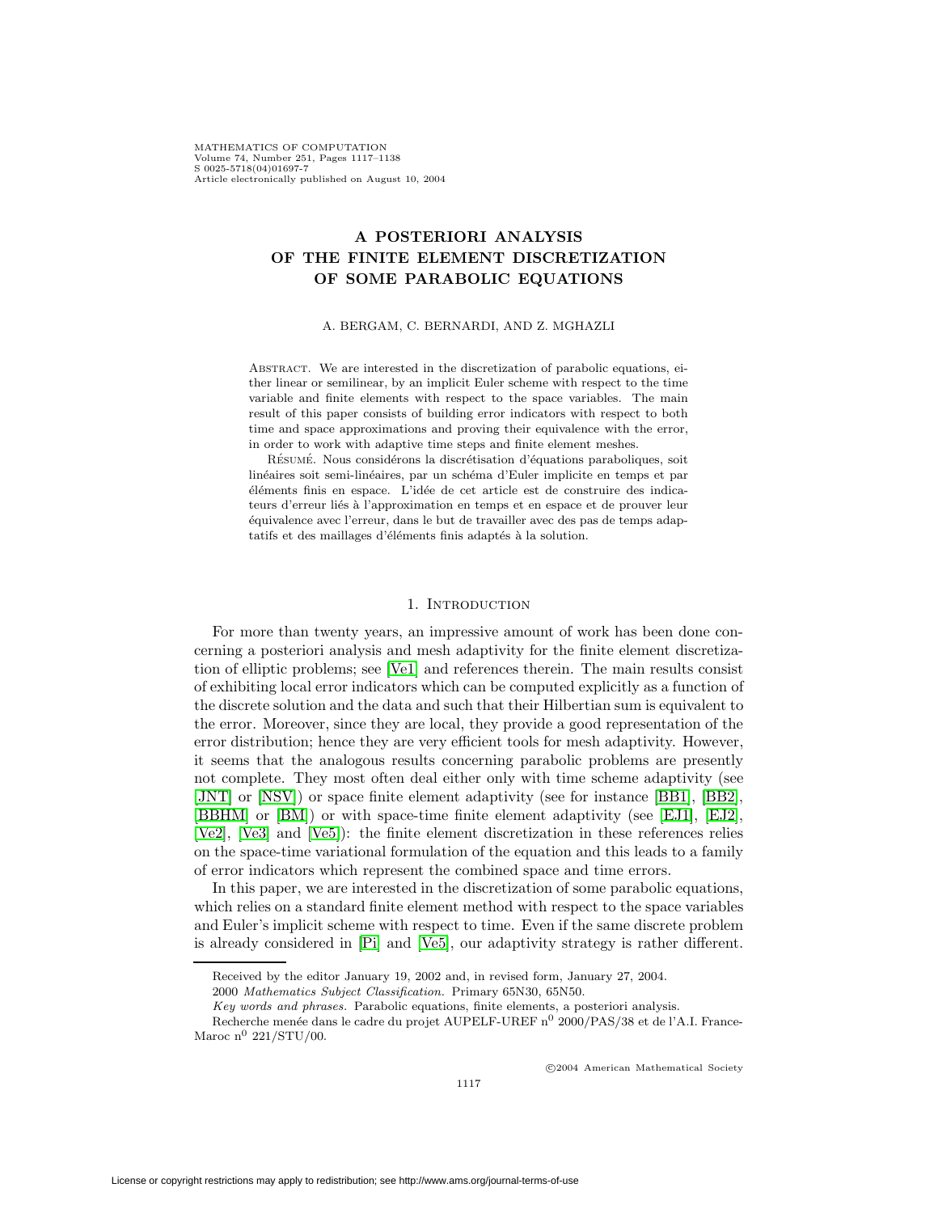# A POSTERIORI ANALYSIS OF THE FINITE ELEMENT DISCRETIZATION OF SOME PARABOLIC EQUATIONS

A. BERGAM, C. BERNARDI, AND Z. MGHAZLI

Abstract. We are interested in the discretization of parabolic equations, either linear or semilinear, by an implicit Euler scheme with respect to the time variable and finite elements with respect to the space variables. The main result of this paper consists of building error indicators with respect to both time and space approximations and proving their equivalence with the error, in order to work with adaptive time steps and finite element meshes.

Résumé. Nous considérons la discrétisation d'équations paraboliques, soit linéaires soit semi-linéaires, par un schéma d'Euler implicite en temps et par éléments finis en espace. L'idée de cet article est de construire des indicateurs d'erreur liés à l'approximation en temps et en espace et de prouver leur équivalence avec l'erreur, dans le but de travailler avec des pas de temps adaptatifs et des maillages d'éléments finis adaptés à la solution.

## 1. Introduction

For more than twenty years, an impressive amount of work has been done concerning a posteriori analysis and mesh adaptivity for the finite element discretization of elliptic problems; see [Ve1] and references therein. The main results consist of exhibiting local error indicators which can be computed explicitly as a function of the discrete solution and the data and such that their Hilbertian sum is equivalent to the error. Moreover, since they are local, they provide a good representation of the error distribution; hence they are very efficient tools for mesh adaptivity. However, it seems that the analogous results concerning parabolic problems are presently not complete. They most often deal either only with time scheme adaptivity (see [JNT] or [NSV]) or space finite element adaptivity (see for instance [BB1], [BB2], [BBHM] or [BM]) or with space-time finite element adaptivity (see [EJ1], [EJ2], [Ve2], [Ve3] and [Ve5]): the finite element discretization in these references relies on the space-time variational formulation of the equation and this leads to a family of error indicators which represent the combined space and time errors.

In this paper, we are interested in the discretization of some parabolic equations, which relies on a standard finite element method with respect to the space variables and Euler's implicit scheme with respect to time. Even if the same discrete problem is already considered in [Pi] and [Ve5], our adaptivity strategy is rather different.

Received by the editor January 19, 2002 and, in revised form, January 27, 2004.

2000 *Mathematics Subject Classification.* Primary 65N30, 65N50.

*Key words and phrases.* Parabolic equations, finite elements, a posteriori analysis.

Recherche menée dans le cadre du projet AUPELF-UREF n$^0$ 2000/PAS/38 et de l'A.I. France-Maroc n$^0$ 221/STU/00.

©2004 American Mathematical Society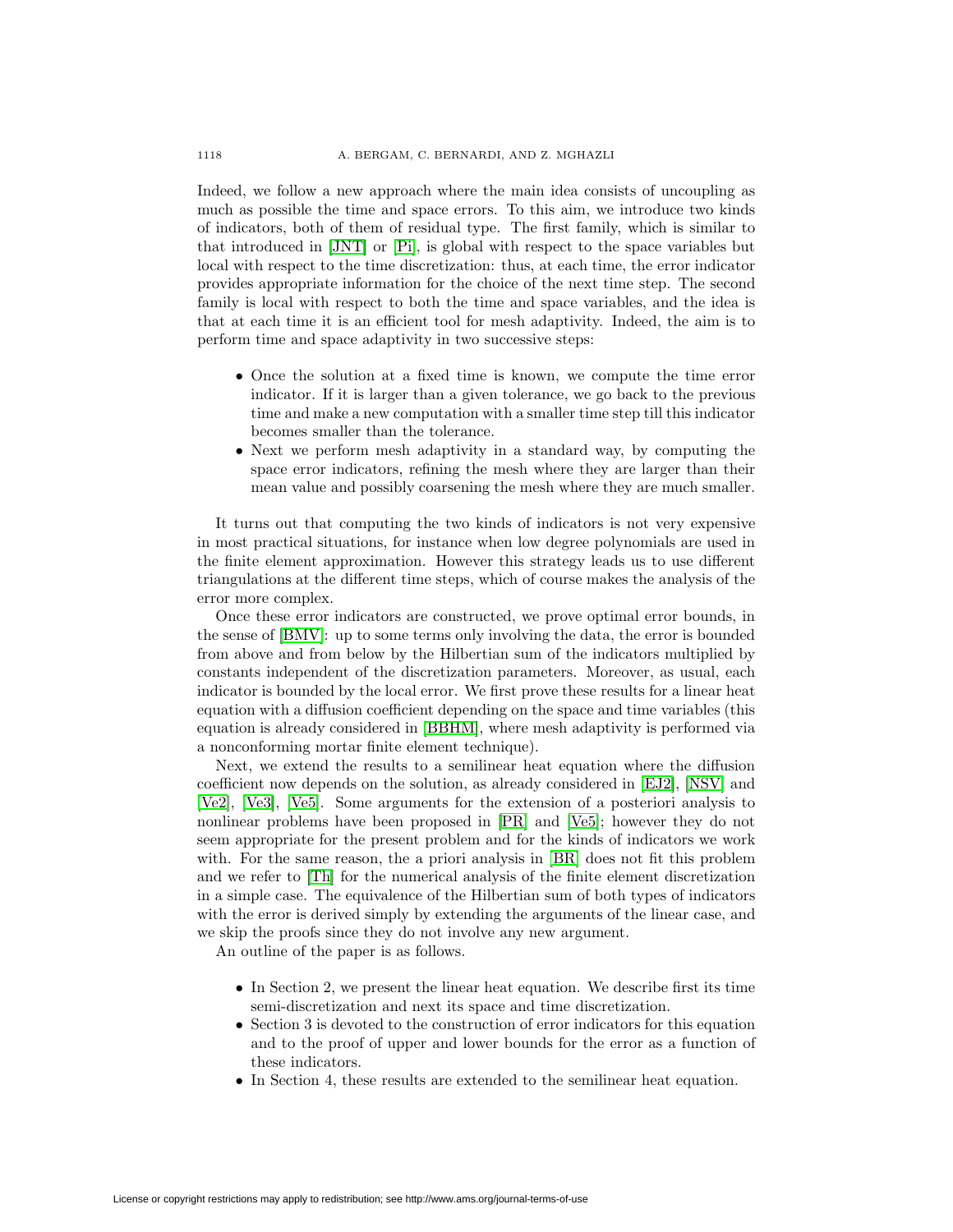Indeed, we follow a new approach where the main idea consists of uncoupling as much as possible the time and space errors. To this aim, we introduce two kinds of indicators, both of them of residual type. The first family, which is similar to that introduced in [JNT] or [Pi], is global with respect to the space variables but local with respect to the time discretization: thus, at each time, the error indicator provides appropriate information for the choice of the next time step. The second family is local with respect to both the time and space variables, and the idea is that at each time it is an efficient tool for mesh adaptivity. Indeed, the aim is to perform time and space adaptivity in two successive steps:

- Once the solution at a fixed time is known, we compute the time error indicator. If it is larger than a given tolerance, we go back to the previous time and make a new computation with a smaller time step till this indicator becomes smaller than the tolerance.
- Next we perform mesh adaptivity in a standard way, by computing the space error indicators, refining the mesh where they are larger than their mean value and possibly coarsening the mesh where they are much smaller.

It turns out that computing the two kinds of indicators is not very expensive in most practical situations, for instance when low degree polynomials are used in the finite element approximation. However this strategy leads us to use different triangulations at the different time steps, which of course makes the analysis of the error more complex.

Once these error indicators are constructed, we prove optimal error bounds, in the sense of [BMV]: up to some terms only involving the data, the error is bounded from above and from below by the Hilbertian sum of the indicators multiplied by constants independent of the discretization parameters. Moreover, as usual, each indicator is bounded by the local error. We first prove these results for a linear heat equation with a diffusion coefficient depending on the space and time variables (this equation is already considered in [BBHM], where mesh adaptivity is performed via a nonconforming mortar finite element technique).

Next, we extend the results to a semilinear heat equation where the diffusion coefficient now depends on the solution, as already considered in [EJ2], [NSV] and [Ve2], [Ve3], [Ve5]. Some arguments for the extension of a posteriori analysis to nonlinear problems have been proposed in [PR] and [Ve5]; however they do not seem appropriate for the present problem and for the kinds of indicators we work with. For the same reason, the a priori analysis in [BR] does not fit this problem and we refer to [Th] for the numerical analysis of the finite element discretization in a simple case. The equivalence of the Hilbertian sum of both types of indicators with the error is derived simply by extending the arguments of the linear case, and we skip the proofs since they do not involve any new argument.

An outline of the paper is as follows.

- In Section 2, we present the linear heat equation. We describe first its time semi-discretization and next its space and time discretization.
- Section 3 is devoted to the construction of error indicators for this equation and to the proof of upper and lower bounds for the error as a function of these indicators.
- In Section 4, these results are extended to the semilinear heat equation.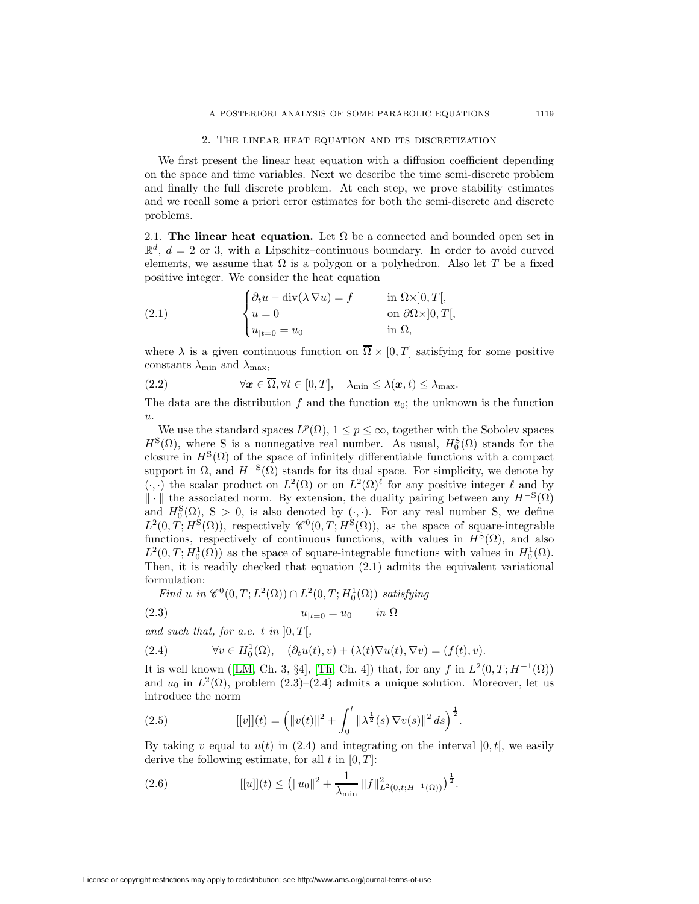## 2. The linear heat equation and its discretization

We first present the linear heat equation with a diffusion coefficient depending on the space and time variables. Next we describe the time semi-discrete problem and finally the full discrete problem. At each step, we prove stability estimates and we recall some a priori error estimates for both the semi-discrete and discrete problems.

### 2.1. The linear heat equation.

Let $\Omega$ be a connected and bounded open set in $\mathbb{R}^d$, $d = 2$ or 3, with a Lipschitz–continuous boundary. In order to avoid curved elements, we assume that $\Omega$ is a polygon or a polyhedron. Also let $T$ be a fixed positive integer. We consider the heat equation

$$\begin{cases} \partial_t u - \operatorname{div}(\lambda \nabla u) = f & \text{in } \Omega \times ]0,T[, \\ u = 0 & \text{on } \partial\Omega \times ]0,T[, \\ u_{|t=0} = u_0 & \text{in } \Omega, \end{cases} \tag{2.1}$$

where $\lambda$ is a given continuous function on $\overline{\Omega} \times [0,T]$ satisfying for some positive constants $\lambda_{\min}$ and $\lambda_{\max}$,

$$\forall \boldsymbol{x} \in \overline{\Omega}, \forall t \in [0,T], \quad \lambda_{\min} \leq \lambda(\boldsymbol{x},t) \leq \lambda_{\max}. \tag{2.2}$$

The data are the distribution $f$ and the function $u_0$; the unknown is the function $u$.

We use the standard spaces $L^p(\Omega)$, $1 \leq p \leq \infty$, together with the Sobolev spaces $H^{\mathrm{S}}(\Omega)$, where S is a nonnegative real number. As usual, $H_0^{\mathrm{S}}(\Omega)$ stands for the closure in $H^{\mathrm{S}}(\Omega)$ of the space of infinitely differentiable functions with a compact support in $\Omega$, and $H^{-\mathrm{S}}(\Omega)$ stands for its dual space. For simplicity, we denote by $(\cdot,\cdot)$ the scalar product on $L^2(\Omega)$ or on $L^2(\Omega)^\ell$ for any positive integer $\ell$ and by $\|\cdot\|$ the associated norm. By extension, the duality pairing between any $H^{-\mathrm{S}}(\Omega)$ and $H_0^{\mathrm{S}}(\Omega)$, $\mathrm{S} > 0$, is also denoted by $(\cdot,\cdot)$. For any real number S, we define $L^2(0,T;H^{\mathrm{S}}(\Omega))$, respectively $\mathscr{C}^0(0,T;H^{\mathrm{S}}(\Omega))$, as the space of square-integrable functions, respectively of continuous functions, with values in $H^{\mathrm{S}}(\Omega)$, and also $L^2(0,T;H_0^1(\Omega))$ as the space of square-integrable functions with values in $H_0^1(\Omega)$. Then, it is readily checked that equation (2.1) admits the equivalent variational formulation:

*Find $u$ in $\mathscr{C}^0(0,T;L^2(\Omega)) \cap L^2(0,T;H_0^1(\Omega))$ satisfying*

$$u_{|t=0} = u_0 \qquad \textit{in } \Omega \tag{2.3}$$

*and such that, for a.e. $t$ in $]0,T[$,*

$$\forall v \in H_0^1(\Omega), \quad (\partial_t u(t), v) + (\lambda(t)\nabla u(t), \nabla v) = (f(t), v). \tag{2.4}$$

It is well known ([LM, Ch. 3, §4], [Th, Ch. 4]) that, for any $f$ in $L^2(0,T;H^{-1}(\Omega))$ and $u_0$ in $L^2(\Omega)$, problem (2.3)–(2.4) admits a unique solution. Moreover, let us introduce the norm

$$[[v]](t) = \Big( \|v(t)\|^2 + \int_0^t \|\lambda^{\frac{1}{2}}(s)\,\nabla v(s)\|^2\,ds \Big)^{\frac{1}{2}}. \tag{2.5}$$

By taking $v$ equal to $u(t)$ in (2.4) and integrating on the interval $]0,t[$, we easily derive the following estimate, for all $t$ in $[0,T]$:

$$[[u]](t) \leq \big( \|u_0\|^2 + \frac{1}{\lambda_{\min}}\, \|f\|^2_{L^2(0,t;H^{-1}(\Omega))} \big)^{\frac{1}{2}}. \tag{2.6}$$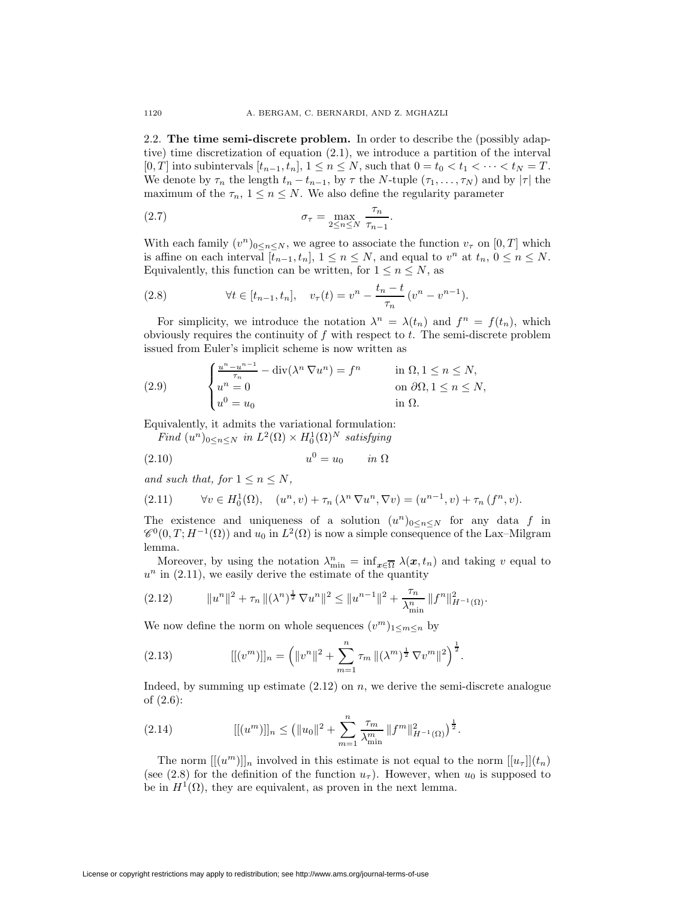### 2.2. The time semi-discrete problem.

In order to describe the (possibly adaptive) time discretization of equation (2.1), we introduce a partition of the interval $[0, T]$ into subintervals $[t_{n-1}, t_n]$, $1 \le n \le N$, such that $0 = t_0 < t_1 < \cdots < t_N = T$. We denote by $\tau_n$ the length $t_n - t_{n-1}$, by $\tau$ the $N$-tuple $(\tau_1, \ldots, \tau_N)$ and by $|\tau|$ the maximum of the $\tau_n$, $1 \le n \le N$. We also define the regularity parameter

$$\sigma_\tau = \max_{2 \le n \le N} \frac{\tau_n}{\tau_{n-1}}. \tag{2.7}$$

With each family $(v^n)_{0 \le n \le N}$, we agree to associate the function $v_\tau$ on $[0, T]$ which is affine on each interval $[t_{n-1}, t_n]$, $1 \le n \le N$, and equal to $v^n$ at $t_n$, $0 \le n \le N$. Equivalently, this function can be written, for $1 \le n \le N$, as

$$\forall t \in [t_{n-1}, t_n], \quad v_\tau(t) = v^n - \frac{t_n - t}{\tau_n} (v^n - v^{n-1}). \tag{2.8}$$

For simplicity, we introduce the notation $\lambda^n = \lambda(t_n)$ and $f^n = f(t_n)$, which obviously requires the continuity of $f$ with respect to $t$. The semi-discrete problem issued from Euler's implicit scheme is now written as

$$\begin{cases} \frac{u^n - u^{n-1}}{\tau_n} - \operatorname{div}(\lambda^n \nabla u^n) = f^n & \text{in } \Omega, 1 \le n \le N, \\ u^n = 0 & \text{on } \partial\Omega, 1 \le n \le N, \\ u^0 = u_0 & \text{in } \Omega. \end{cases} \tag{2.9}$$

Equivalently, it admits the variational formulation:

*Find* $(u^n)_{0 \le n \le N}$ *in* $L^2(\Omega) \times H_0^1(\Omega)^N$ *satisfying*

$$u^0 = u_0 \qquad \text{in } \Omega \tag{2.10}$$

*and such that, for* $1 \le n \le N$,

$$\forall v \in H_0^1(\Omega), \quad (u^n, v) + \tau_n (\lambda^n \nabla u^n, \nabla v) = (u^{n-1}, v) + \tau_n (f^n, v). \tag{2.11}$$

The existence and uniqueness of a solution $(u^n)_{0 \le n \le N}$ for any data $f$ in $\mathscr{C}^0(0, T; H^{-1}(\Omega))$ and $u_0$ in $L^2(\Omega)$ is now a simple consequence of the Lax–Milgram lemma.

Moreover, by using the notation $\lambda_{\min}^n = \inf_{\boldsymbol{x} \in \overline{\Omega}} \lambda(\boldsymbol{x}, t_n)$ and taking $v$ equal to $u^n$ in (2.11), we easily derive the estimate of the quantity

$$\|u^n\|^2 + \tau_n \|(\lambda^n)^{\frac{1}{2}} \nabla u^n\|^2 \le \|u^{n-1}\|^2 + \frac{\tau_n}{\lambda_{\min}^n} \|f^n\|_{H^{-1}(\Omega)}^2. \tag{2.12}$$

We now define the norm on whole sequences $(v^m)_{1 \le m \le n}$ by

$$[[(v^m)]]_n = \Big( \|v^n\|^2 + \sum_{m=1}^n \tau_m \|(\lambda^m)^{\frac{1}{2}} \nabla v^m\|^2 \Big)^{\frac{1}{2}}. \tag{2.13}$$

Indeed, by summing up estimate (2.12) on $n$, we derive the semi-discrete analogue of (2.6):

$$[[(u^m)]]_n \le \big( \|u_0\|^2 + \sum_{m=1}^n \frac{\tau_m}{\lambda_{\min}^m} \|f^m\|_{H^{-1}(\Omega)}^2 \big)^{\frac{1}{2}}. \tag{2.14}$$

The norm $[[(u^m)]]_n$ involved in this estimate is not equal to the norm $[[u_\tau]](t_n)$ (see (2.8) for the definition of the function $u_\tau$). However, when $u_0$ is supposed to be in $H^1(\Omega)$, they are equivalent, as proven in the next lemma.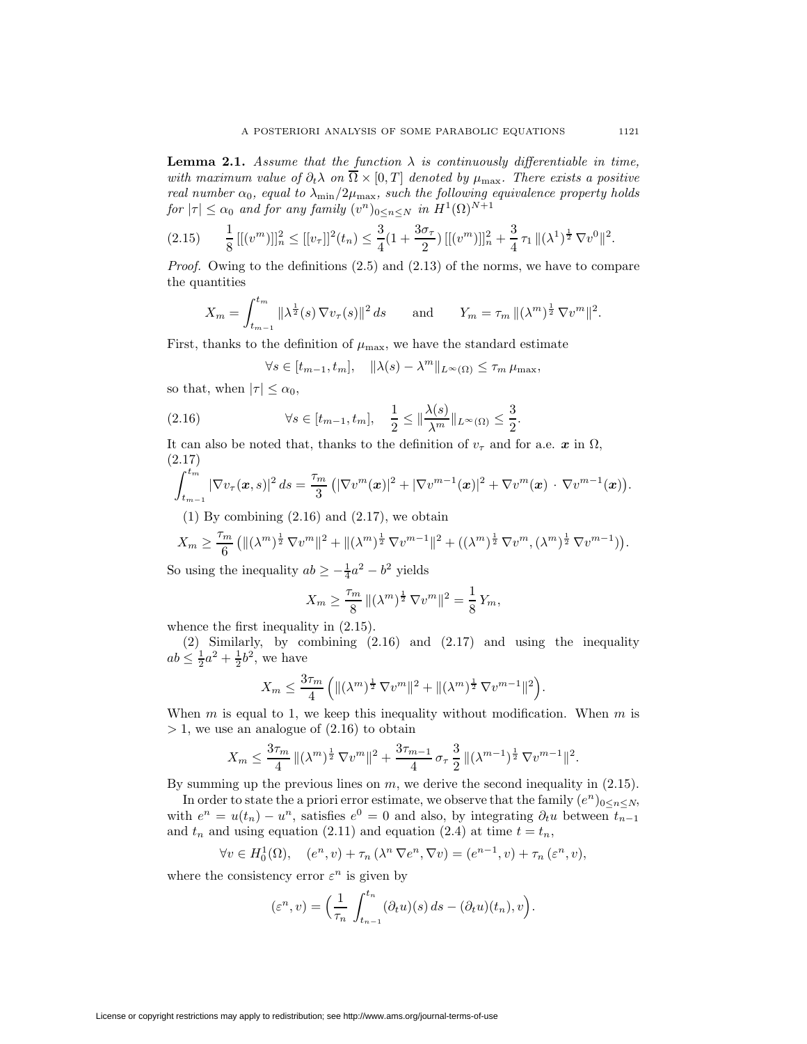**Lemma 2.1.** *Assume that the function $\lambda$ is continuously differentiable in time, with maximum value of $\partial_t \lambda$ on $\overline{\Omega} \times [0,T]$ denoted by $\mu_{\max}$. There exists a positive real number $\alpha_0$, equal to $\lambda_{\min}/2\mu_{\max}$, such the following equivalence property holds for $|\tau| \leq \alpha_0$ and for any family $(v^n)_{0 \leq n \leq N}$ in $H^1(\Omega)^{N+1}$*

$$\frac{1}{8}\,[[(v^m)]]_n^2 \leq [[v_\tau]]^2(t_n) \leq \frac{3}{4}(1+\frac{3\sigma_\tau}{2})\,[[(v^m)]]_n^2 + \frac{3}{4}\,\tau_1\,\|(\lambda^1)^{\frac{1}{2}}\,\nabla v^0\|^2. \tag{2.15}$$

*Proof.* Owing to the definitions (2.5) and (2.13) of the norms, we have to compare the quantities

$$X_m = \int_{t_{m-1}}^{t_m} \|\lambda^{\frac{1}{2}}(s)\,\nabla v_\tau(s)\|^2\,ds \qquad \text{and} \qquad Y_m = \tau_m\,\|(\lambda^m)^{\frac{1}{2}}\,\nabla v^m\|^2.$$

First, thanks to the definition of $\mu_{\max}$, we have the standard estimate

$$\forall s \in [t_{m-1}, t_m], \quad \|\lambda(s) - \lambda^m\|_{L^\infty(\Omega)} \leq \tau_m\,\mu_{\max},$$

so that, when $|\tau| \leq \alpha_0$,

$$\forall s \in [t_{m-1}, t_m], \quad \frac{1}{2} \leq \|\frac{\lambda(s)}{\lambda^m}\|_{L^\infty(\Omega)} \leq \frac{3}{2}. \tag{2.16}$$

It can also be noted that, thanks to the definition of $v_\tau$ and for a.e. $\boldsymbol{x}$ in $\Omega$,

$$\int_{t_{m-1}}^{t_m} |\nabla v_\tau(\boldsymbol{x}, s)|^2\,ds = \frac{\tau_m}{3}\big(|\nabla v^m(\boldsymbol{x})|^2 + |\nabla v^{m-1}(\boldsymbol{x})|^2 + \nabla v^m(\boldsymbol{x})\,\cdot\,\nabla v^{m-1}(\boldsymbol{x})\big). \tag{2.17}$$

(1) By combining (2.16) and (2.17), we obtain

$$X_m \geq \frac{\tau_m}{6}\big(\|(\lambda^m)^{\frac{1}{2}}\,\nabla v^m\|^2 + \|(\lambda^m)^{\frac{1}{2}}\,\nabla v^{m-1}\|^2 + ((\lambda^m)^{\frac{1}{2}}\,\nabla v^m, (\lambda^m)^{\frac{1}{2}}\,\nabla v^{m-1})\big).$$

So using the inequality $ab \geq -\frac{1}{4}a^2 - b^2$ yields

$$X_m \geq \frac{\tau_m}{8}\,\|(\lambda^m)^{\frac{1}{2}}\,\nabla v^m\|^2 = \frac{1}{8}\,Y_m,$$

whence the first inequality in (2.15).

(2) Similarly, by combining (2.16) and (2.17) and using the inequality $ab \leq \frac{1}{2}a^2 + \frac{1}{2}b^2$, we have

$$X_m \leq \frac{3\tau_m}{4}\Big(\|(\lambda^m)^{\frac{1}{2}}\,\nabla v^m\|^2 + \|(\lambda^m)^{\frac{1}{2}}\,\nabla v^{m-1}\|^2\Big).$$

When $m$ is equal to 1, we keep this inequality without modification. When $m$ is $> 1$, we use an analogue of (2.16) to obtain

$$X_m \leq \frac{3\tau_m}{4}\,\|(\lambda^m)^{\frac{1}{2}}\,\nabla v^m\|^2 + \frac{3\tau_{m-1}}{4}\,\sigma_\tau\,\frac{3}{2}\,\|(\lambda^{m-1})^{\frac{1}{2}}\,\nabla v^{m-1}\|^2.$$

By summing up the previous lines on $m$, we derive the second inequality in (2.15).

In order to state the a priori error estimate, we observe that the family $(e^n)_{0 \leq n \leq N}$, with $e^n = u(t_n) - u^n$, satisfies $e^0 = 0$ and also, by integrating $\partial_t u$ between $t_{n-1}$ and $t_n$ and using equation (2.11) and equation (2.4) at time $t = t_n$,

$$\forall v \in H_0^1(\Omega), \quad (e^n, v) + \tau_n\,(\lambda^n\,\nabla e^n, \nabla v) = (e^{n-1}, v) + \tau_n\,(\varepsilon^n, v),$$

where the consistency error $\varepsilon^n$ is given by

$$(\varepsilon^n, v) = \Big(\frac{1}{\tau_n}\,\int_{t_{n-1}}^{t_n} (\partial_t u)(s)\,ds - (\partial_t u)(t_n), v\Big).$$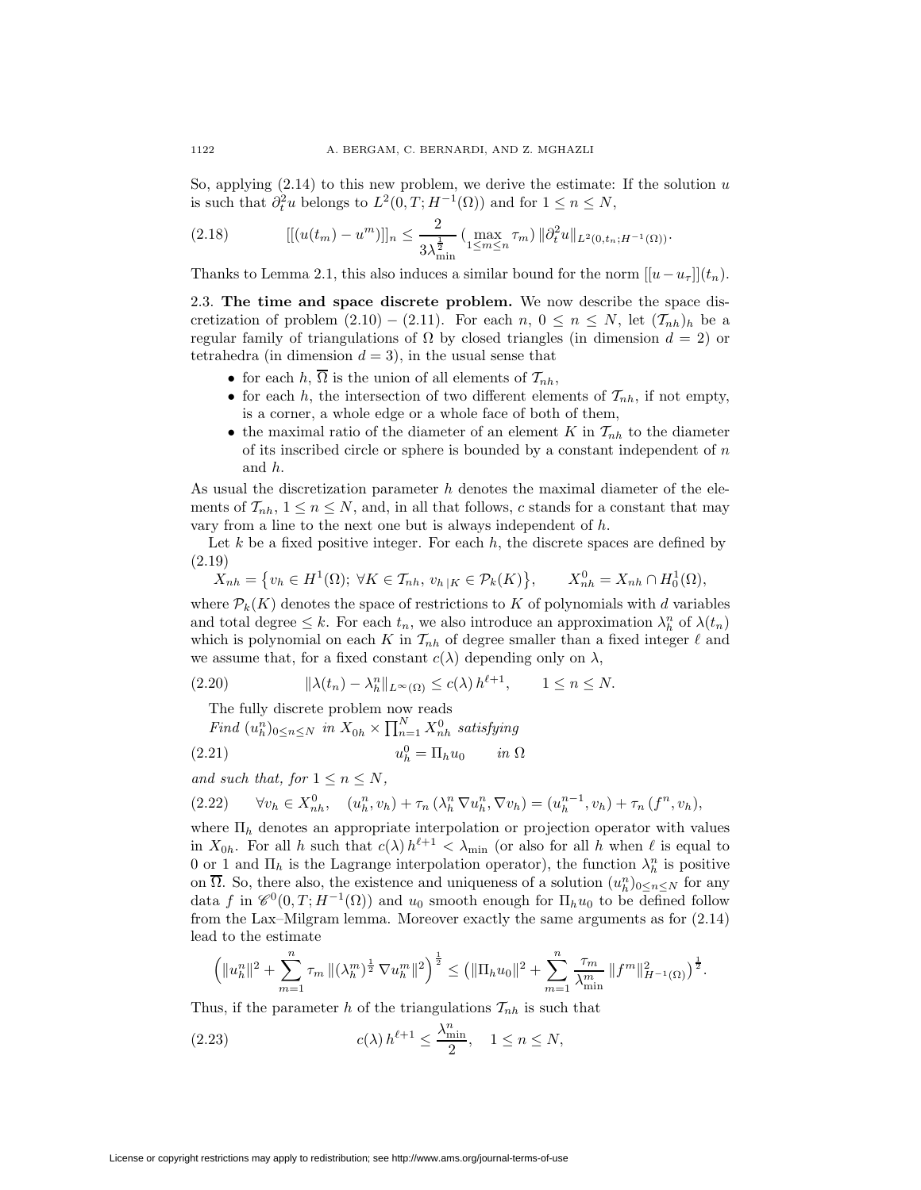So, applying (2.14) to this new problem, we derive the estimate: If the solution $u$ is such that $\partial_t^2 u$ belongs to $L^2(0,T;H^{-1}(\Omega))$ and for $1 \le n \le N$,

$$[[(u(t_m) - u^m)]]_n \le \frac{2}{3\lambda_{\min}^{\frac{1}{2}}} \left(\max_{1\le m\le n} \tau_m\right) \|\partial_t^2 u\|_{L^2(0,t_n;H^{-1}(\Omega))}. \tag{2.18}$$

Thanks to Lemma 2.1, this also induces a similar bound for the norm $[[u - u_\tau]](t_n)$.

### 2.3. The time and space discrete problem.

We now describe the space discretization of problem (2.10) – (2.11). For each $n$, $0 \le n \le N$, let $(\mathcal{T}_{nh})_h$ be a regular family of triangulations of $\Omega$ by closed triangles (in dimension $d = 2$) or tetrahedra (in dimension $d = 3$), in the usual sense that

- for each $h$, $\overline{\Omega}$ is the union of all elements of $\mathcal{T}_{nh}$,
- for each $h$, the intersection of two different elements of $\mathcal{T}_{nh}$, if not empty, is a corner, a whole edge or a whole face of both of them,
- the maximal ratio of the diameter of an element $K$ in $\mathcal{T}_{nh}$ to the diameter of its inscribed circle or sphere is bounded by a constant independent of $n$ and $h$.

As usual the discretization parameter $h$ denotes the maximal diameter of the elements of $\mathcal{T}_{nh}$, $1 \le n \le N$, and, in all that follows, $c$ stands for a constant that may vary from a line to the next one but is always independent of $h$.

Let $k$ be a fixed positive integer. For each $h$, the discrete spaces are defined by

$$X_{nh} = \left\{ v_h \in H^1(\Omega);\ \forall K \in \mathcal{T}_{nh},\ v_{h\,|K} \in \mathcal{P}_k(K) \right\}, \qquad X_{nh}^0 = X_{nh} \cap H_0^1(\Omega), \tag{2.19}$$

where $\mathcal{P}_k(K)$ denotes the space of restrictions to $K$ of polynomials with $d$ variables and total degree $\le k$. For each $t_n$, we also introduce an approximation $\lambda_h^n$ of $\lambda(t_n)$ which is polynomial on each $K$ in $\mathcal{T}_{nh}$ of degree smaller than a fixed integer $\ell$ and we assume that, for a fixed constant $c(\lambda)$ depending only on $\lambda$,

$$\|\lambda(t_n) - \lambda_h^n\|_{L^\infty(\Omega)} \le c(\lambda)\, h^{\ell+1}, \qquad 1 \le n \le N. \tag{2.20}$$

The fully discrete problem now reads

*Find* $(u_h^n)_{0\le n\le N}$ *in* $X_{0h} \times \prod_{n=1}^N X_{nh}^0$ *satisfying*

$$u_h^0 = \Pi_h u_0 \qquad \text{in } \Omega \tag{2.21}$$

*and such that, for* $1 \le n \le N$,

$$\forall v_h \in X_{nh}^0, \quad (u_h^n, v_h) + \tau_n\,(\lambda_h^n\, \nabla u_h^n, \nabla v_h) = (u_h^{n-1}, v_h) + \tau_n\,(f^n, v_h), \tag{2.22}$$

where $\Pi_h$ denotes an appropriate interpolation or projection operator with values in $X_{0h}$. For all $h$ such that $c(\lambda)\, h^{\ell+1} < \lambda_{\min}$ (or also for all $h$ when $\ell$ is equal to 0 or 1 and $\Pi_h$ is the Lagrange interpolation operator), the function $\lambda_h^n$ is positive on $\overline{\Omega}$. So, there also, the existence and uniqueness of a solution $(u_h^n)_{0\le n\le N}$ for any data $f$ in $\mathscr{C}^0(0,T;H^{-1}(\Omega))$ and $u_0$ smooth enough for $\Pi_h u_0$ to be defined follow from the Lax–Milgram lemma. Moreover exactly the same arguments as for (2.14) lead to the estimate

$$\Big( \|u_h^n\|^2 + \sum_{m=1}^n \tau_m\, \|(\lambda_h^m)^{\frac{1}{2}}\, \nabla u_h^m\|^2 \Big)^{\frac{1}{2}} \le \big( \|\Pi_h u_0\|^2 + \sum_{m=1}^n \frac{\tau_m}{\lambda_{\min}^m}\, \|f^m\|_{H^{-1}(\Omega)}^2 \big)^{\frac{1}{2}}.$$

Thus, if the parameter $h$ of the triangulations $\mathcal{T}_{nh}$ is such that

$$c(\lambda)\, h^{\ell+1} \le \frac{\lambda_{\min}^n}{2}, \quad 1 \le n \le N, \tag{2.23}$$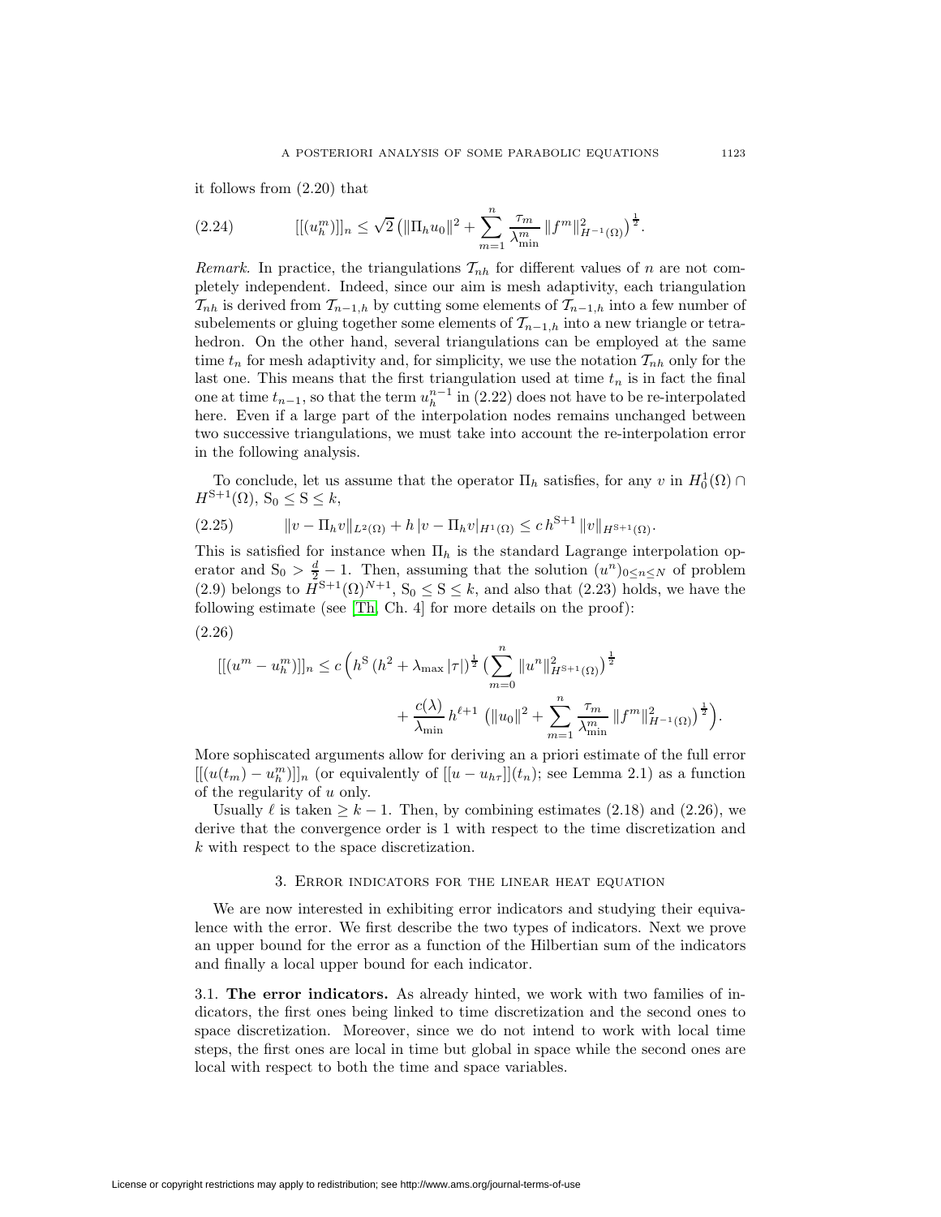it follows from (2.20) that

$$[[(u_h^m)]]_n \leq \sqrt{2}\left(\|\Pi_h u_0\|^2 + \sum_{m=1}^{n} \frac{\tau_m}{\lambda_{\min}^m} \|f^m\|^2_{H^{-1}(\Omega)}\right)^{\frac{1}{2}}. \tag{2.24}$$

*Remark.* In practice, the triangulations $\mathcal{T}_{nh}$ for different values of $n$ are not completely independent. Indeed, since our aim is mesh adaptivity, each triangulation $\mathcal{T}_{nh}$ is derived from $\mathcal{T}_{n-1,h}$ by cutting some elements of $\mathcal{T}_{n-1,h}$ into a few number of subelements or gluing together some elements of $\mathcal{T}_{n-1,h}$ into a new triangle or tetrahedron. On the other hand, several triangulations can be employed at the same time $t_n$ for mesh adaptivity and, for simplicity, we use the notation $\mathcal{T}_{nh}$ only for the last one. This means that the first triangulation used at time $t_n$ is in fact the final one at time $t_{n-1}$, so that the term $u_h^{n-1}$ in (2.22) does not have to be re-interpolated here. Even if a large part of the interpolation nodes remains unchanged between two successive triangulations, we must take into account the re-interpolation error in the following analysis.

To conclude, let us assume that the operator $\Pi_h$ satisfies, for any $v$ in $H_0^1(\Omega) \cap H^{\mathrm{S}+1}(\Omega)$, $\mathrm{S}_0 \leq \mathrm{S} \leq k$,

$$\|v - \Pi_h v\|_{L^2(\Omega)} + h\,|v - \Pi_h v|_{H^1(\Omega)} \leq c\, h^{\mathrm{S}+1}\, \|v\|_{H^{\mathrm{S}+1}(\Omega)}. \tag{2.25}$$

This is satisfied for instance when $\Pi_h$ is the standard Lagrange interpolation operator and $\mathrm{S}_0 > \frac{d}{2} - 1$. Then, assuming that the solution $(u^n)_{0\leq n\leq N}$ of problem (2.9) belongs to $H^{\mathrm{S}+1}(\Omega)^{N+1}$, $\mathrm{S}_0 \leq \mathrm{S} \leq k$, and also that (2.23) holds, we have the following estimate (see [Th, Ch. 4] for more details on the proof):

(2.26)

$$\begin{aligned}
[[(u^m - u_h^m)]]_n \leq c\,\Big( &h^{\mathrm{S}}\,(h^2 + \lambda_{\max}\,|\tau|)^{\frac{1}{2}} \big(\sum_{m=0}^{n} \|u^n\|^2_{H^{\mathrm{S}+1}(\Omega)}\big)^{\frac{1}{2}} \\
&+ \frac{c(\lambda)}{\lambda_{\min}}\, h^{\ell+1}\, \big(\|u_0\|^2 + \sum_{m=1}^{n} \frac{\tau_m}{\lambda_{\min}^m} \|f^m\|^2_{H^{-1}(\Omega)}\big)^{\frac{1}{2}}\Big).
\end{aligned}$$

More sophiscated arguments allow for deriving an a priori estimate of the full error $[[(u(t_m) - u_h^m)]]_n$ (or equivalently of $[[u - u_{h\tau}]](t_n)$; see Lemma 2.1) as a function of the regularity of $u$ only.

Usually $\ell$ is taken $\geq k-1$. Then, by combining estimates (2.18) and (2.26), we derive that the convergence order is 1 with respect to the time discretization and $k$ with respect to the space discretization.

## 3. Error indicators for the linear heat equation

We are now interested in exhibiting error indicators and studying their equivalence with the error. We first describe the two types of indicators. Next we prove an upper bound for the error as a function of the Hilbertian sum of the indicators and finally a local upper bound for each indicator.

3.1. **The error indicators.** As already hinted, we work with two families of indicators, the first ones being linked to time discretization and the second ones to space discretization. Moreover, since we do not intend to work with local time steps, the first ones are local in time but global in space while the second ones are local with respect to both the time and space variables.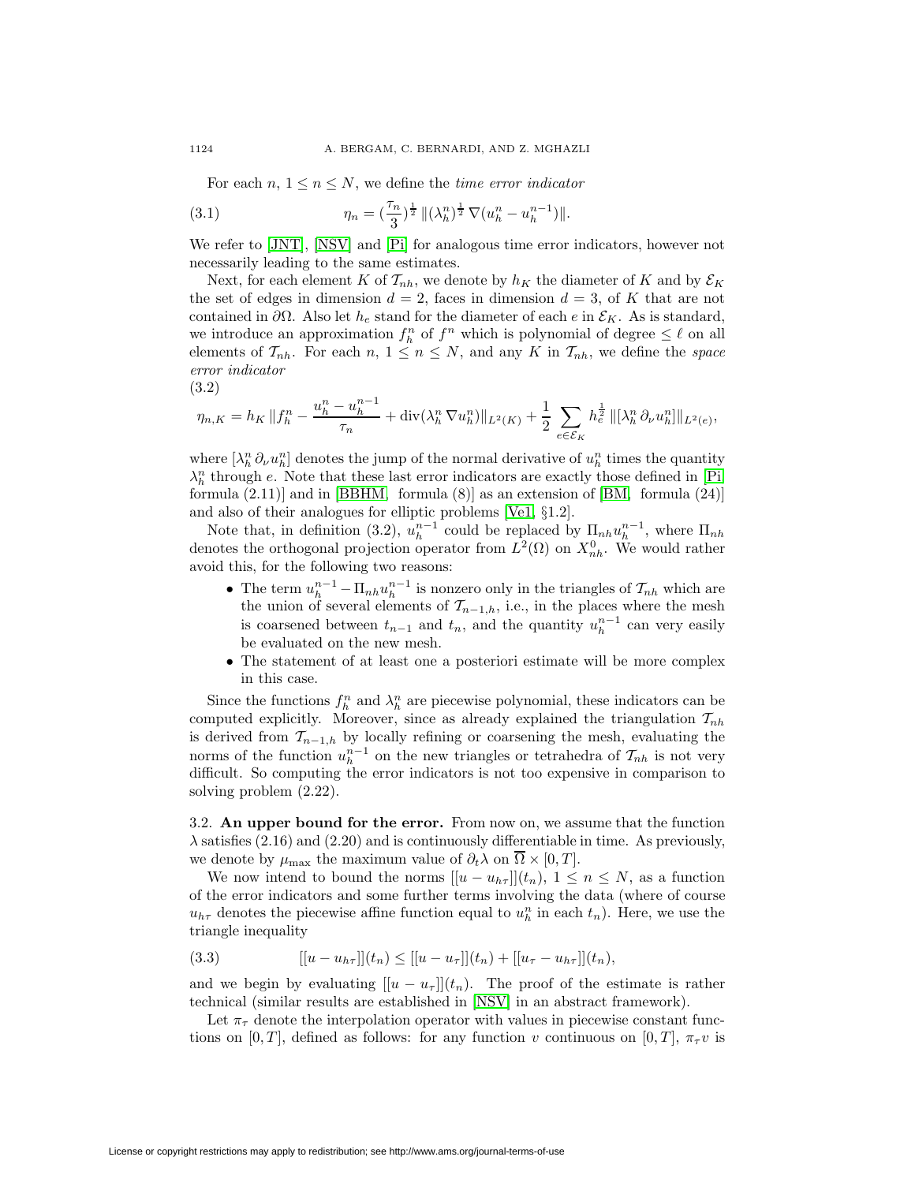For each $n$, $1 \le n \le N$, we define the *time error indicator*

$$\eta_n = (\frac{\tau_n}{3})^{\frac{1}{2}} \|(\lambda_h^n)^{\frac{1}{2}} \nabla(u_h^n - u_h^{n-1})\|. \tag{3.1}$$

We refer to [JNT], [NSV] and [Pi] for analogous time error indicators, however not necessarily leading to the same estimates.

Next, for each element $K$ of $\mathcal{T}_{nh}$, we denote by $h_K$ the diameter of $K$ and by $\mathcal{E}_K$ the set of edges in dimension $d = 2$, faces in dimension $d = 3$, of $K$ that are not contained in $\partial\Omega$. Also let $h_e$ stand for the diameter of each $e$ in $\mathcal{E}_K$. As is standard, we introduce an approximation $f_h^n$ of $f^n$ which is polynomial of degree $\le \ell$ on all elements of $\mathcal{T}_{nh}$. For each $n$, $1 \le n \le N$, and any $K$ in $\mathcal{T}_{nh}$, we define the *space error indicator*

$$\eta_{n,K} = h_K \, \|f_h^n - \frac{u_h^n - u_h^{n-1}}{\tau_n} + \operatorname{div}(\lambda_h^n \nabla u_h^n)\|_{L^2(K)} + \frac{1}{2} \sum_{e \in \mathcal{E}_K} h_e^{\frac{1}{2}} \, \|[\lambda_h^n \, \partial_\nu u_h^n]\|_{L^2(e)}, \tag{3.2}$$

where $[\lambda_h^n \, \partial_\nu u_h^n]$ denotes the jump of the normal derivative of $u_h^n$ times the quantity $\lambda_h^n$ through $e$. Note that these last error indicators are exactly those defined in [Pi, formula (2.11)] and in [BBHM, formula (8)] as an extension of [BM, formula (24)] and also of their analogues for elliptic problems [Ve1, §1.2].

Note that, in definition (3.2), $u_h^{n-1}$ could be replaced by $\Pi_{nh} u_h^{n-1}$, where $\Pi_{nh}$ denotes the orthogonal projection operator from $L^2(\Omega)$ on $X_{nh}^0$. We would rather avoid this, for the following two reasons:

- The term $u_h^{n-1} - \Pi_{nh} u_h^{n-1}$ is nonzero only in the triangles of $\mathcal{T}_{nh}$ which are the union of several elements of $\mathcal{T}_{n-1,h}$, i.e., in the places where the mesh is coarsened between $t_{n-1}$ and $t_n$, and the quantity $u_h^{n-1}$ can very easily be evaluated on the new mesh.
- The statement of at least one a posteriori estimate will be more complex in this case.

Since the functions $f_h^n$ and $\lambda_h^n$ are piecewise polynomial, these indicators can be computed explicitly. Moreover, since as already explained the triangulation $\mathcal{T}_{nh}$ is derived from $\mathcal{T}_{n-1,h}$ by locally refining or coarsening the mesh, evaluating the norms of the function $u_h^{n-1}$ on the new triangles or tetrahedra of $\mathcal{T}_{nh}$ is not very difficult. So computing the error indicators is not too expensive in comparison to solving problem (2.22).

### 3.2. An upper bound for the error.

From now on, we assume that the function $\lambda$ satisfies (2.16) and (2.20) and is continuously differentiable in time. As previously, we denote by $\mu_{\max}$ the maximum value of $\partial_t \lambda$ on $\overline{\Omega} \times [0, T]$.

We now intend to bound the norms $[[u - u_{h\tau}]](t_n)$, $1 \le n \le N$, as a function of the error indicators and some further terms involving the data (where of course $u_{h\tau}$ denotes the piecewise affine function equal to $u_h^n$ in each $t_n$). Here, we use the triangle inequality

$$[[u - u_{h\tau}]](t_n) \le [[u - u_\tau]](t_n) + [[u_\tau - u_{h\tau}]](t_n), \tag{3.3}$$

and we begin by evaluating $[[u - u_\tau]](t_n)$. The proof of the estimate is rather technical (similar results are established in [NSV] in an abstract framework).

Let $\pi_\tau$ denote the interpolation operator with values in piecewise constant functions on $[0, T]$, defined as follows: for any function $v$ continuous on $[0, T]$, $\pi_\tau v$ is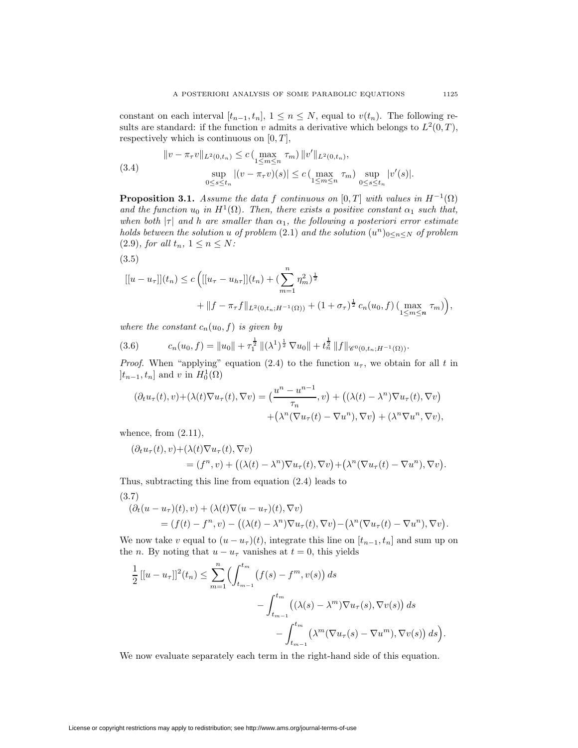constant on each interval $[t_{n-1}, t_n]$, $1 \leq n \leq N$, equal to $v(t_n)$. The following results are standard: if the function $v$ admits a derivative which belongs to $L^2(0,T)$, respectively which is continuous on $[0,T]$,

$$
\begin{aligned}
&\|v - \pi_\tau v\|_{L^2(0,t_n)} \leq c\,\big(\max_{1\leq m\leq n} \tau_m\big)\, \|v'\|_{L^2(0,t_n)}, \\
&\qquad \sup_{0\leq s\leq t_n} |(v - \pi_\tau v)(s)| \leq c\,\big(\max_{1\leq m\leq n} \tau_m\big) \sup_{0\leq s\leq t_n} |v'(s)|.
\end{aligned}
\tag{3.4}
$$

**Proposition 3.1.** *Assume the data $f$ continuous on $[0,T]$ with values in $H^{-1}(\Omega)$ and the function $u_0$ in $H^1(\Omega)$. Then, there exists a positive constant $\alpha_1$ such that, when both $|\tau|$ and $h$ are smaller than $\alpha_1$, the following a posteriori error estimate holds between the solution $u$ of problem (2.1) and the solution $(u^n)_{0\leq n\leq N}$ of problem (2.9), for all $t_n$, $1 \leq n \leq N$:*

$$
\begin{aligned}
[[u - u_\tau]](t_n) \leq c\,\Big( &[[u_\tau - u_{h\tau}]](t_n) + \big(\sum_{m=1}^{n} \eta_m^2\big)^{\frac{1}{2}} \\
&+ \|f - \pi_\tau f\|_{L^2(0,t_n;H^{-1}(\Omega))} + (1+\sigma_\tau)^{\frac{1}{2}}\, c_n(u_0,f)\,\big(\max_{1\leq m\leq n} \tau_m\big)\Big),
\end{aligned}
\tag{3.5}
$$

*where the constant $c_n(u_0,f)$ is given by*

$$
c_n(u_0,f) = \|u_0\| + \tau_1^{\frac{1}{2}}\, \|(\lambda^1)^{\frac{1}{2}}\, \nabla u_0\| + t_n^{\frac{1}{2}}\, \|f\|_{\mathscr{C}^0(0,t_n;H^{-1}(\Omega))}.
\tag{3.6}
$$

*Proof.* When "applying" equation (2.4) to the function $u_\tau$, we obtain for all $t$ in $]t_{n-1}, t_n]$ and $v$ in $H_0^1(\Omega)$

$$
\begin{aligned}
(\partial_t u_\tau(t), v) + (\lambda(t)\nabla u_\tau(t), \nabla v) = \big(\frac{u^n - u^{n-1}}{\tau_n}, v\big) &+ \big((\lambda(t) - \lambda^n)\nabla u_\tau(t), \nabla v\big) \\
&+ \big(\lambda^n(\nabla u_\tau(t) - \nabla u^n), \nabla v\big) + (\lambda^n \nabla u^n, \nabla v),
\end{aligned}
$$

whence, from (2.11),

$$
\begin{aligned}
&(\partial_t u_\tau(t), v) + (\lambda(t)\nabla u_\tau(t), \nabla v) \\
&\qquad = (f^n, v) + \big((\lambda(t) - \lambda^n)\nabla u_\tau(t), \nabla v\big) + \big(\lambda^n(\nabla u_\tau(t) - \nabla u^n), \nabla v\big).
\end{aligned}
$$

Thus, subtracting this line from equation (2.4) leads to

$$
\begin{aligned}
&(\partial_t (u - u_\tau)(t), v) + (\lambda(t)\nabla (u - u_\tau)(t), \nabla v) \\
&\qquad = (f(t) - f^n, v) - \big((\lambda(t) - \lambda^n)\nabla u_\tau(t), \nabla v\big) - \big(\lambda^n(\nabla u_\tau(t) - \nabla u^n), \nabla v\big).
\end{aligned}
\tag{3.7}
$$

We now take $v$ equal to $(u - u_\tau)(t)$, integrate this line on $[t_{n-1}, t_n]$ and sum up on the $n$. By noting that $u - u_\tau$ vanishes at $t = 0$, this yields

$$
\begin{aligned}
\frac{1}{2}\, [[u - u_\tau]]^2(t_n) \leq \sum_{m=1}^{n} \Big( &\int_{t_{m-1}}^{t_m} \big(f(s) - f^m, v(s)\big)\, ds \\
&- \int_{t_{m-1}}^{t_m} \big((\lambda(s) - \lambda^m)\nabla u_\tau(s), \nabla v(s)\big)\, ds \\
&- \int_{t_{m-1}}^{t_m} \big(\lambda^m(\nabla u_\tau(s) - \nabla u^m), \nabla v(s)\big)\, ds \Big).
\end{aligned}
$$

We now evaluate separately each term in the right-hand side of this equation.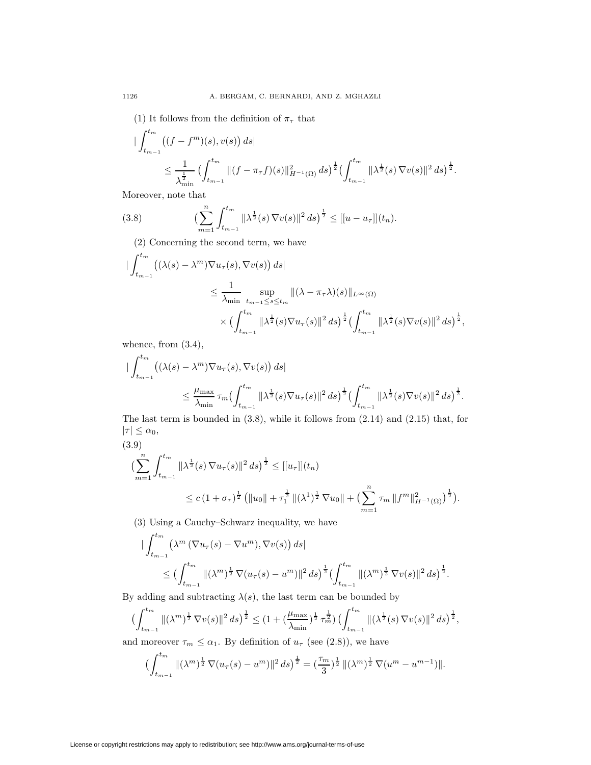(1) It follows from the definition of $\pi_\tau$ that

$$
\begin{aligned}
&\Big| \int_{t_{m-1}}^{t_m} \big((f-f^m)(s), v(s)\big)\, ds \Big| \\
&\qquad \le \frac{1}{\lambda_{\min}^{\frac{1}{2}}} \Big( \int_{t_{m-1}}^{t_m} \|(f-\pi_\tau f)(s)\|_{H^{-1}(\Omega)}^2 \, ds \Big)^{\frac{1}{2}} \Big( \int_{t_{m-1}}^{t_m} \|\lambda^{\frac{1}{2}}(s)\, \nabla v(s)\|^2 \, ds \Big)^{\frac{1}{2}}.
\end{aligned}
$$

Moreover, note that

$$
\Big( \sum_{m=1}^{n} \int_{t_{m-1}}^{t_m} \|\lambda^{\frac{1}{2}}(s)\, \nabla v(s)\|^2 \, ds \Big)^{\frac{1}{2}} \le [[u-u_\tau]](t_n). \tag{3.8}
$$

(2) Concerning the second term, we have

$$
\begin{aligned}
&\Big| \int_{t_{m-1}}^{t_m} \big((\lambda(s)-\lambda^m)\nabla u_\tau(s), \nabla v(s)\big)\, ds \Big| \\
&\qquad \le \frac{1}{\lambda_{\min}} \sup_{t_{m-1}\le s\le t_m} \|(\lambda-\pi_\tau\lambda)(s)\|_{L^\infty(\Omega)} \\
&\qquad\quad \times \Big( \int_{t_{m-1}}^{t_m} \|\lambda^{\frac{1}{2}}(s) \nabla u_\tau(s)\|^2 \, ds \Big)^{\frac{1}{2}} \Big( \int_{t_{m-1}}^{t_m} \|\lambda^{\frac{1}{2}}(s) \nabla v(s)\|^2 \, ds \Big)^{\frac{1}{2}},
\end{aligned}
$$

whence, from (3.4),

$$
\begin{aligned}
&\Big| \int_{t_{m-1}}^{t_m} \big((\lambda(s)-\lambda^m)\nabla u_\tau(s), \nabla v(s)\big)\, ds \Big| \\
&\qquad \le \frac{\mu_{\max}}{\lambda_{\min}}\, \tau_m \Big( \int_{t_{m-1}}^{t_m} \|\lambda^{\frac{1}{2}}(s) \nabla u_\tau(s)\|^2 \, ds \Big)^{\frac{1}{2}} \Big( \int_{t_{m-1}}^{t_m} \|\lambda^{\frac{1}{2}}(s) \nabla v(s)\|^2 \, ds \Big)^{\frac{1}{2}}.
\end{aligned}
$$

The last term is bounded in (3.8), while it follows from (2.14) and (2.15) that, for $|\tau| \le \alpha_0$,

$$
\begin{aligned}
&\Big( \sum_{m=1}^{n} \int_{t_{m-1}}^{t_m} \|\lambda^{\frac{1}{2}}(s)\, \nabla u_\tau(s)\|^2 \, ds \Big)^{\frac{1}{2}} \le [[u_\tau]](t_n) \\
&\qquad \le c\,(1+\sigma_\tau)^{\frac{1}{2}} \Big( \|u_0\| + \tau_1^{\frac{1}{2}} \|(\lambda^1)^{\frac{1}{2}}\, \nabla u_0\| + \Big( \sum_{m=1}^{n} \tau_m \, \|f^m\|_{H^{-1}(\Omega)}^2 \Big)^{\frac{1}{2}} \Big).
\end{aligned} \tag{3.9}
$$

(3) Using a Cauchy–Schwarz inequality, we have

$$
\begin{aligned}
&\Big| \int_{t_{m-1}}^{t_m} \big(\lambda^m\, (\nabla u_\tau(s) - \nabla u^m), \nabla v(s)\big)\, ds \Big| \\
&\qquad \le \Big( \int_{t_{m-1}}^{t_m} \|(\lambda^m)^{\frac{1}{2}}\, \nabla (u_\tau(s) - u^m)\|^2 \, ds \Big)^{\frac{1}{2}} \Big( \int_{t_{m-1}}^{t_m} \|(\lambda^m)^{\frac{1}{2}}\, \nabla v(s)\|^2 \, ds \Big)^{\frac{1}{2}}.
\end{aligned}
$$

By adding and subtracting $\lambda(s)$, the last term can be bounded by

$$
\Big( \int_{t_{m-1}}^{t_m} \|(\lambda^m)^{\frac{1}{2}}\, \nabla v(s)\|^2 \, ds \Big)^{\frac{1}{2}} \le \big(1 + \big(\frac{\mu_{\max}}{\lambda_{\min}}\big)^{\frac{1}{2}}\, \tau_m^{\frac{1}{2}}\big) \Big( \int_{t_{m-1}}^{t_m} \|(\lambda^{\frac{1}{2}}(s)\, \nabla v(s)\|^2 \, ds \Big)^{\frac{1}{2}},
$$

and moreover $\tau_m \le \alpha_1$. By definition of $u_\tau$ (see (2.8)), we have

$$
\Big( \int_{t_{m-1}}^{t_m} \|(\lambda^m)^{\frac{1}{2}}\, \nabla (u_\tau(s) - u^m)\|^2 \, ds \Big)^{\frac{1}{2}} = \big(\frac{\tau_m}{3}\big)^{\frac{1}{2}}\, \|(\lambda^m)^{\frac{1}{2}}\, \nabla (u^m - u^{m-1})\|.
$$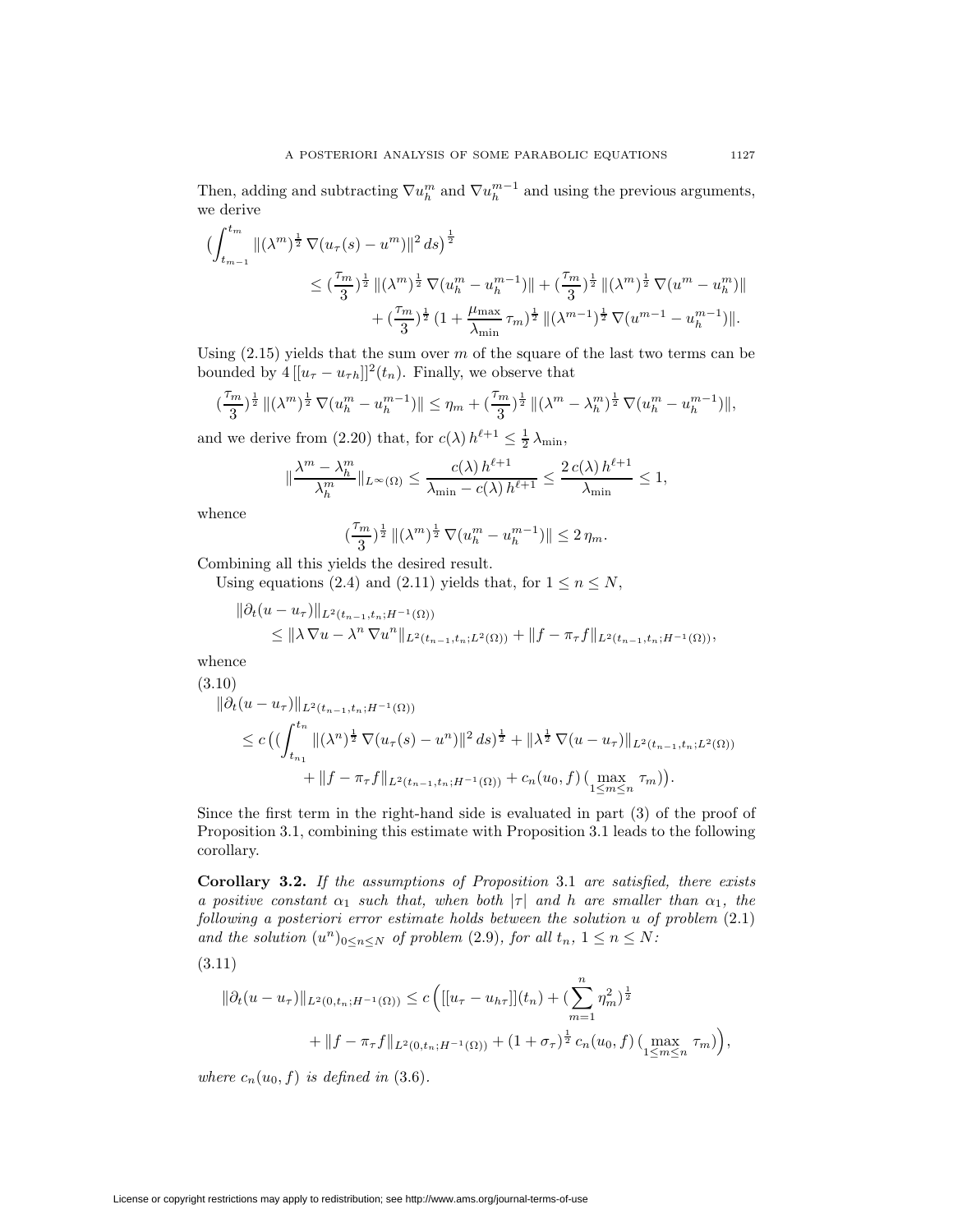Then, adding and subtracting $\nabla u_h^m$ and $\nabla u_h^{m-1}$ and using the previous arguments, we derive

$$
\begin{aligned}
\Big(\int_{t_{m-1}}^{t_m} \|(\lambda^m)^{\frac12}\, \nabla(u_\tau(s) - u^m)\|^2\, ds\Big)^{\frac12}
&\le (\frac{\tau_m}{3})^{\frac12}\, \|(\lambda^m)^{\frac12}\, \nabla(u_h^m - u_h^{m-1})\| + (\frac{\tau_m}{3})^{\frac12}\, \|(\lambda^m)^{\frac12}\, \nabla(u^m - u_h^m)\| \\
&\quad + (\frac{\tau_m}{3})^{\frac12}\, (1 + \frac{\mu_{\max}}{\lambda_{\min}}\, \tau_m)^{\frac12}\, \|(\lambda^{m-1})^{\frac12}\, \nabla(u^{m-1} - u_h^{m-1})\|.
\end{aligned}
$$

Using (2.15) yields that the sum over $m$ of the square of the last two terms can be bounded by $4\,[[u_\tau - u_{\tau h}]]^2(t_n)$. Finally, we observe that

$$
(\frac{\tau_m}{3})^{\frac12}\, \|(\lambda^m)^{\frac12}\, \nabla(u_h^m - u_h^{m-1})\| \le \eta_m + (\frac{\tau_m}{3})^{\frac12}\, \|(\lambda^m - \lambda_h^m)^{\frac12}\, \nabla(u_h^m - u_h^{m-1})\|,
$$

and we derive from (2.20) that, for $c(\lambda)\, h^{\ell+1} \le \frac12\, \lambda_{\min}$,

$$
\|\frac{\lambda^m - \lambda_h^m}{\lambda_h^m}\|_{L^\infty(\Omega)} \le \frac{c(\lambda)\, h^{\ell+1}}{\lambda_{\min} - c(\lambda)\, h^{\ell+1}} \le \frac{2\, c(\lambda)\, h^{\ell+1}}{\lambda_{\min}} \le 1,
$$

whence

$$
(\frac{\tau_m}{3})^{\frac12}\, \|(\lambda^m)^{\frac12}\, \nabla(u_h^m - u_h^{m-1})\| \le 2\, \eta_m.
$$

Combining all this yields the desired result.

Using equations (2.4) and (2.11) yields that, for $1 \le n \le N$,

$$
\begin{aligned}
&\|\partial_t(u - u_\tau)\|_{L^2(t_{n-1},t_n;H^{-1}(\Omega))} \\
&\qquad \le \|\lambda\, \nabla u - \lambda^n\, \nabla u^n\|_{L^2(t_{n-1},t_n;L^2(\Omega))} + \|f - \pi_\tau f\|_{L^2(t_{n-1},t_n;H^{-1}(\Omega))},
\end{aligned}
$$

whence

(3.10)

$$
\begin{aligned}
&\|\partial_t(u - u_\tau)\|_{L^2(t_{n-1},t_n;H^{-1}(\Omega))} \\
&\quad \le c\,\Big(\big(\int_{t_{n_1}}^{t_n} \|(\lambda^n)^{\frac12}\, \nabla(u_\tau(s) - u^n)\|^2\, ds\big)^{\frac12} + \|\lambda^{\frac12}\, \nabla(u - u_\tau)\|_{L^2(t_{n-1},t_n;L^2(\Omega))} \\
&\qquad\quad + \|f - \pi_\tau f\|_{L^2(t_{n-1},t_n;H^{-1}(\Omega))} + c_n(u_0, f)\, \big(\max_{1\le m\le n} \tau_m\big)\Big).
\end{aligned}
$$

Since the first term in the right-hand side is evaluated in part (3) of the proof of Proposition 3.1, combining this estimate with Proposition 3.1 leads to the following corollary.

**Corollary 3.2.** *If the assumptions of Proposition* 3.1 *are satisfied, there exists a positive constant $\alpha_1$ such that, when both $|\tau|$ and $h$ are smaller than $\alpha_1$, the following a posteriori error estimate holds between the solution $u$ of problem* (2.1) *and the solution $(u^n)_{0\le n\le N}$ of problem* (2.9), *for all $t_n$, $1 \le n \le N$:*

(3.11)

$$
\begin{aligned}
\|\partial_t(u - u_\tau)\|_{L^2(0,t_n;H^{-1}(\Omega))} &\le c\,\Big([[u_\tau - u_{h\tau}]](t_n) + (\sum_{m=1}^{n} \eta_m^2)^{\frac12} \\
&\qquad + \|f - \pi_\tau f\|_{L^2(0,t_n;H^{-1}(\Omega))} + (1 + \sigma_\tau)^{\frac12}\, c_n(u_0, f)\, \big(\max_{1\le m\le n} \tau_m\big)\Big),
\end{aligned}
$$

*where $c_n(u_0, f)$ is defined in* (3.6).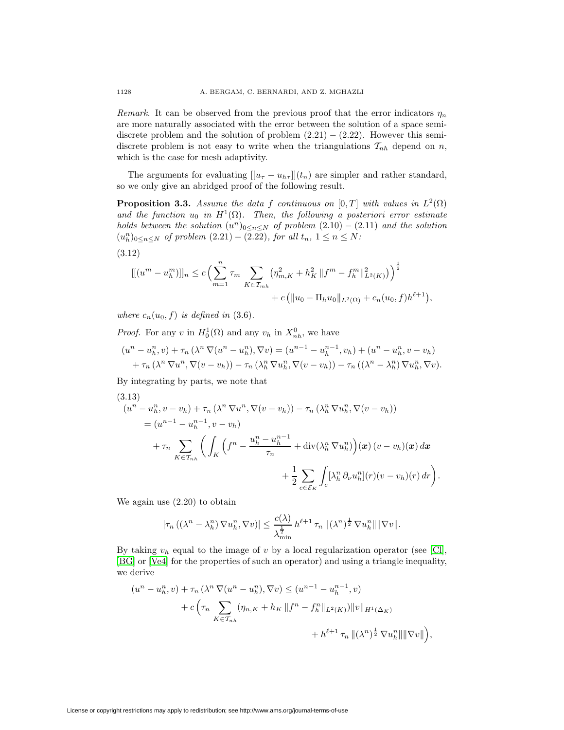*Remark.* It can be observed from the previous proof that the error indicators $\eta_n$ are more naturally associated with the error between the solution of a space semi-discrete problem and the solution of problem (2.21) – (2.22). However this semi-discrete problem is not easy to write when the triangulations $\mathcal{T}_{nh}$ depend on $n$, which is the case for mesh adaptivity.

The arguments for evaluating $[[u_\tau - u_{h\tau}]](t_n)$ are simpler and rather standard, so we only give an abridged proof of the following result.

**Proposition 3.3.** *Assume the data $f$ continuous on $[0,T]$ with values in $L^2(\Omega)$ and the function $u_0$ in $H^1(\Omega)$. Then, the following a posteriori error estimate holds between the solution $(u^n)_{0 \le n \le N}$ of problem (2.10) – (2.11) and the solution $(u_h^n)_{0 \le n \le N}$ of problem (2.21) – (2.22), for all $t_n$, $1 \le n \le N$:*

(3.12)

$$[[(u^m - u_h^m)]]_n \le c \Big( \sum_{m=1}^{n} \tau_m \sum_{K \in \mathcal{T}_{mh}} \big( \eta_{m,K}^2 + h_K^2 \, \|f^m - f_h^m\|^2_{L^2(K)} \big) \Big)^{\frac{1}{2}} + c \left( \|u_0 - \Pi_h u_0\|_{L^2(\Omega)} + c_n(u_0, f) h^{\ell+1} \right),$$

*where $c_n(u_0, f)$ is defined in (3.6).*

*Proof.* For any $v$ in $H_0^1(\Omega)$ and any $v_h$ in $X_{nh}^0$, we have

$$(u^n - u_h^n, v) + \tau_n \, (\lambda^n \, \nabla (u^n - u_h^n), \nabla v) = (u^{n-1} - u_h^{n-1}, v_h) + (u^n - u_h^n, v - v_h) + \tau_n \, (\lambda^n \, \nabla u^n, \nabla (v - v_h)) - \tau_n \, (\lambda_h^n \, \nabla u_h^n, \nabla (v - v_h)) - \tau_n \, ((\lambda^n - \lambda_h^n) \, \nabla u_h^n, \nabla v).$$

By integrating by parts, we note that

(3.13)

$$\begin{aligned}
&(u^n - u_h^n, v - v_h) + \tau_n \, (\lambda^n \, \nabla u^n, \nabla (v - v_h)) - \tau_n \, (\lambda_h^n \, \nabla u_h^n, \nabla (v - v_h)) \\
&\quad = (u^{n-1} - u_h^{n-1}, v - v_h) \\
&\qquad + \tau_n \sum_{K \in \mathcal{T}_{nh}} \bigg( \int_K \Big( f^n - \frac{u_h^n - u_h^{n-1}}{\tau_n} + \operatorname{div}(\lambda_h^n \, \nabla u_h^n) \Big)(\boldsymbol{x}) \, (v - v_h)(\boldsymbol{x}) \, d\boldsymbol{x} \\
&\qquad\qquad + \frac{1}{2} \sum_{e \in \mathcal{E}_K} \int_e [\lambda_h^n \, \partial_\nu u_h^n](r) (v - v_h)(r) \, dr \bigg).
\end{aligned}$$

We again use (2.20) to obtain

$$|\tau_n \, ((\lambda^n - \lambda_h^n) \, \nabla u_h^n, \nabla v)| \le \frac{c(\lambda)}{\lambda_{\min}^{\frac{1}{2}}} \, h^{\ell+1} \, \tau_n \, \|(\lambda^n)^{\frac{1}{2}} \, \nabla u_h^n\| \|\nabla v\|.$$

By taking $v_h$ equal to the image of $v$ by a local regularization operator (see [Cl], [BG] or [Ve4] for the properties of such an operator) and using a triangle inequality, we derive

$$\begin{aligned}
(u^n - u_h^n, v) + \tau_n \, (\lambda^n \, \nabla (u^n - u_h^n), \nabla v) &\le (u^{n-1} - u_h^{n-1}, v) \\
&\quad + c \Big( \tau_n \sum_{K \in \mathcal{T}_{nh}} (\eta_{n,K} + h_K \, \|f^n - f_h^n\|_{L^2(K)}) \|v\|_{H^1(\Delta_K)} \\
&\qquad + h^{\ell+1} \, \tau_n \, \|(\lambda^n)^{\frac{1}{2}} \, \nabla u_h^n\| \|\nabla v\| \Big),
\end{aligned}$$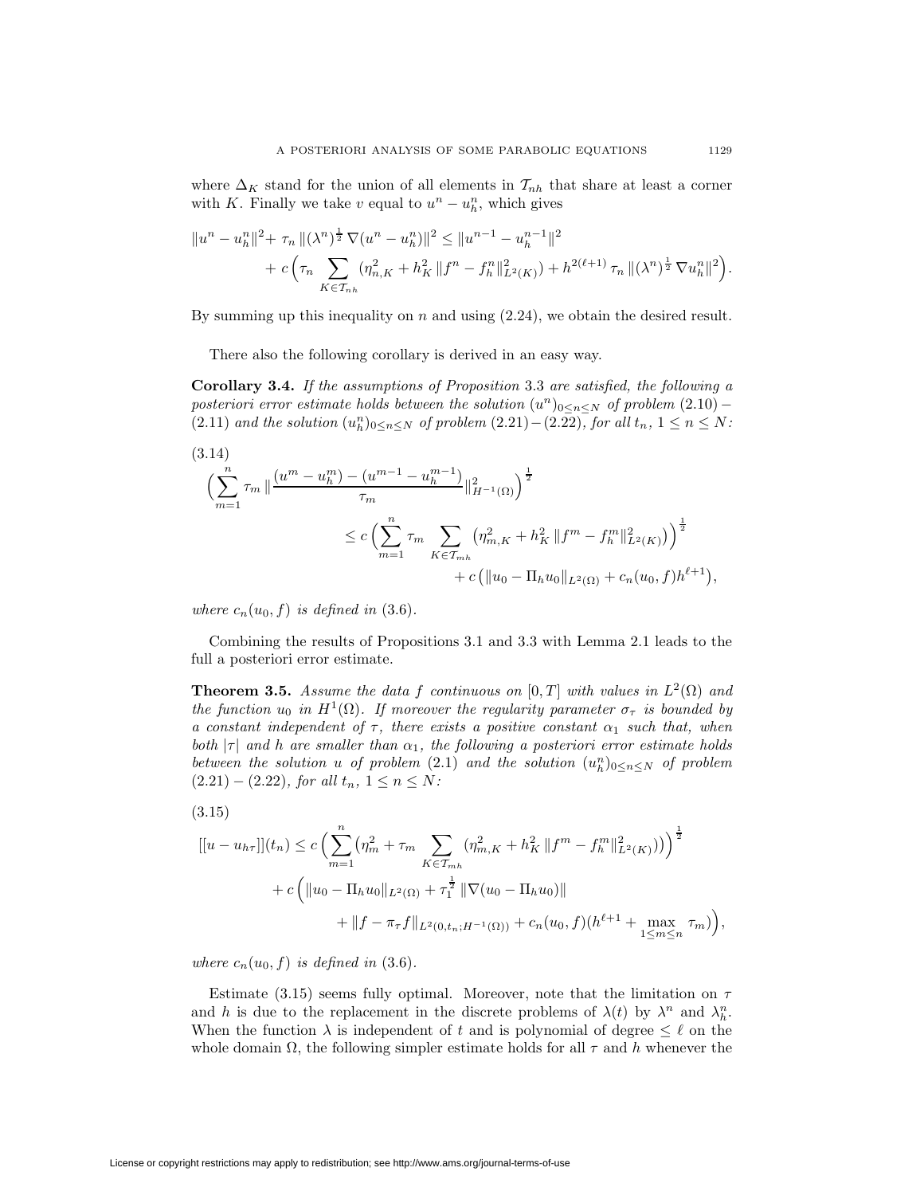where $\Delta_K$ stand for the union of all elements in $\mathcal{T}_{nh}$ that share at least a corner with $K$. Finally we take $v$ equal to $u^n - u_h^n$, which gives

$$
\|u^n - u_h^n\|^2 + \tau_n \, \|(\lambda^n)^{\frac{1}{2}} \nabla(u^n - u_h^n)\|^2 \le \|u^{n-1} - u_h^{n-1}\|^2 \\
+ c\Big(\tau_n \sum_{K\in\mathcal{T}_{nh}} (\eta_{n,K}^2 + h_K^2 \, \|f^n - f_h^n\|_{L^2(K)}^2) + h^{2(\ell+1)} \, \tau_n \, \|(\lambda^n)^{\frac{1}{2}} \nabla u_h^n\|^2\Big).
$$

By summing up this inequality on $n$ and using (2.24), we obtain the desired result.

There also the following corollary is derived in an easy way.

**Corollary 3.4.** *If the assumptions of Proposition* 3.3 *are satisfied, the following a posteriori error estimate holds between the solution* $(u^n)_{0\le n\le N}$ *of problem* (2.10) $-$ (2.11) *and the solution* $(u_h^n)_{0\le n\le N}$ *of problem* (2.21) $-$ (2.22)*, for all* $t_n$*,* $1 \le n \le N$*:*

(3.14)
$$
\Big(\sum_{m=1}^{n} \tau_m \, \|\frac{(u^m - u_h^m) - (u^{m-1} - u_h^{m-1})}{\tau_m}\|_{H^{-1}(\Omega)}^2\Big)^{\frac{1}{2}} \\
\le c\Big(\sum_{m=1}^{n} \tau_m \sum_{K\in\mathcal{T}_{mh}} \big(\eta_{m,K}^2 + h_K^2 \, \|f^m - f_h^m\|_{L^2(K)}^2\big)\Big)^{\frac{1}{2}} \\
+ c\big(\|u_0 - \Pi_h u_0\|_{L^2(\Omega)} + c_n(u_0, f) h^{\ell+1}\big),
$$

*where* $c_n(u_0, f)$ *is defined in* (3.6).

Combining the results of Propositions 3.1 and 3.3 with Lemma 2.1 leads to the full a posteriori error estimate.

**Theorem 3.5.** *Assume the data* $f$ *continuous on* $[0, T]$ *with values in* $L^2(\Omega)$ *and the function* $u_0$ *in* $H^1(\Omega)$*. If moreover the regularity parameter* $\sigma_\tau$ *is bounded by a constant independent of* $\tau$*, there exists a positive constant* $\alpha_1$ *such that, when both* $|\tau|$ *and* $h$ *are smaller than* $\alpha_1$*, the following a posteriori error estimate holds between the solution* $u$ *of problem* (2.1) *and the solution* $(u_h^n)_{0\le n\le N}$ *of problem* (2.21) $-$ (2.22)*, for all* $t_n$*,* $1 \le n \le N$*:*

(3.15)
$$
[[u - u_{h\tau}]](t_n) \le c\Big(\sum_{m=1}^{n} \big(\eta_m^2 + \tau_m \sum_{K\in\mathcal{T}_{mh}} (\eta_{m,K}^2 + h_K^2 \, \|f^m - f_h^m\|_{L^2(K)}^2)\big)\Big)^{\frac{1}{2}} \\
+ c\Big(\|u_0 - \Pi_h u_0\|_{L^2(\Omega)} + \tau_1^{\frac{1}{2}} \, \|\nabla(u_0 - \Pi_h u_0)\| \\
+ \|f - \pi_\tau f\|_{L^2(0,t_n;H^{-1}(\Omega))} + c_n(u_0, f)(h^{\ell+1} + \max_{1\le m\le n} \tau_m)\Big),
$$

*where* $c_n(u_0, f)$ *is defined in* (3.6).

Estimate (3.15) seems fully optimal. Moreover, note that the limitation on $\tau$ and $h$ is due to the replacement in the discrete problems of $\lambda(t)$ by $\lambda^n$ and $\lambda_h^n$. When the function $\lambda$ is independent of $t$ and is polynomial of degree $\le \ell$ on the whole domain $\Omega$, the following simpler estimate holds for all $\tau$ and $h$ whenever the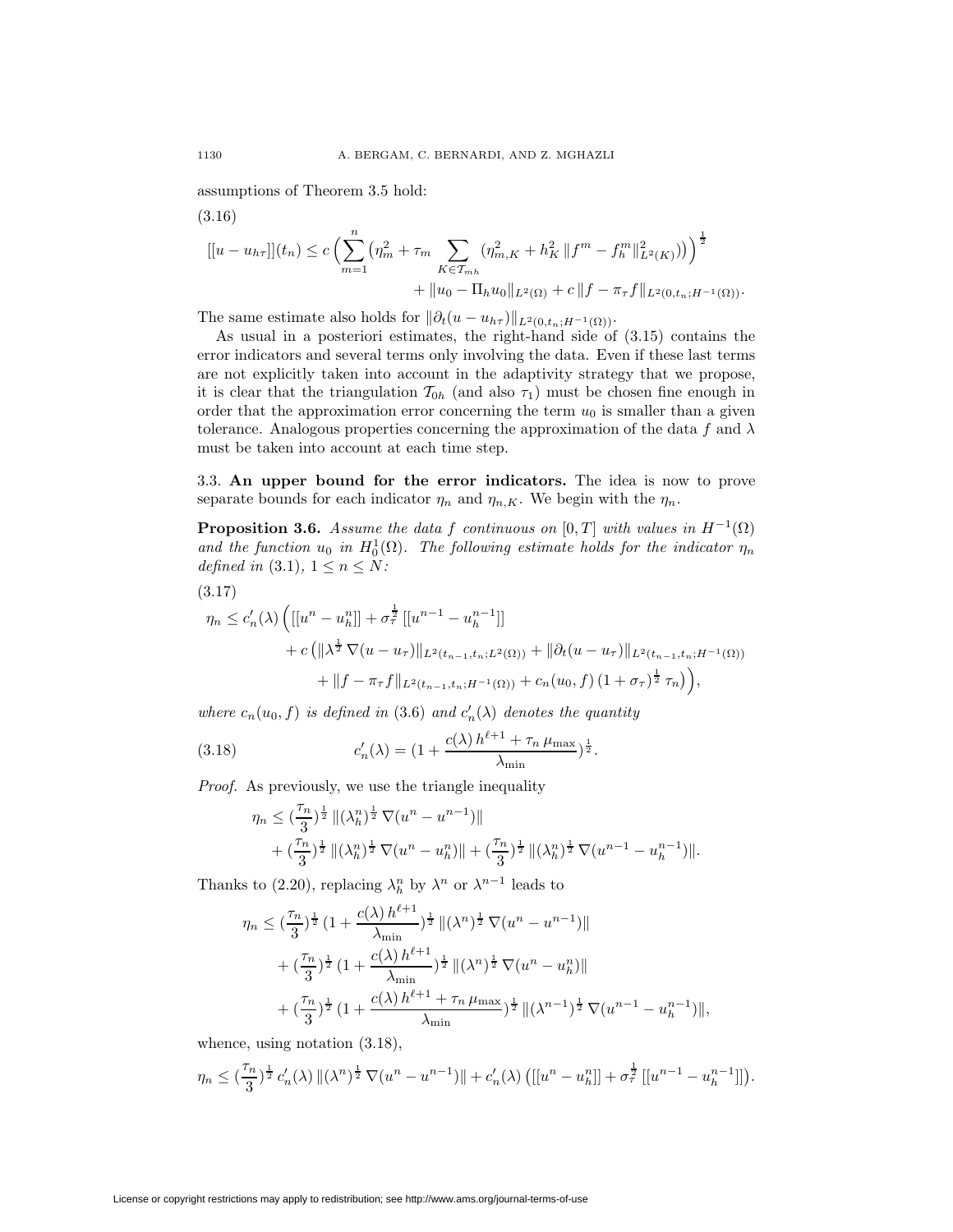assumptions of Theorem 3.5 hold:

(3.16)

$$[[u - u_{h\tau}]](t_n) \le c \Big( \sum_{m=1}^{n} \big( \eta_m^2 + \tau_m \sum_{K \in \mathcal{T}_{mh}} (\eta_{m,K}^2 + h_K^2 \, \|f^m - f_h^m\|_{L^2(K)}^2) \big) \Big)^{\frac{1}{2}} + \|u_0 - \Pi_h u_0\|_{L^2(\Omega)} + c \, \|f - \pi_\tau f\|_{L^2(0,t_n;H^{-1}(\Omega))}.$$

The same estimate also holds for $\|\partial_t(u - u_{h\tau})\|_{L^2(0,t_n;H^{-1}(\Omega))}$.

As usual in a posteriori estimates, the right-hand side of (3.15) contains the error indicators and several terms only involving the data. Even if these last terms are not explicitly taken into account in the adaptivity strategy that we propose, it is clear that the triangulation $\mathcal{T}_{0h}$ (and also $\tau_1$) must be chosen fine enough in order that the approximation error concerning the term $u_0$ is smaller than a given tolerance. Analogous properties concerning the approximation of the data $f$ and $\lambda$ must be taken into account at each time step.

### 3.3. An upper bound for the error indicators.

The idea is now to prove separate bounds for each indicator $\eta_n$ and $\eta_{n,K}$. We begin with the $\eta_n$.

**Proposition 3.6.** *Assume the data $f$ continuous on $[0,T]$ with values in $H^{-1}(\Omega)$ and the function $u_0$ in $H_0^1(\Omega)$. The following estimate holds for the indicator $\eta_n$ defined in (3.1), $1 \le n \le N$:*

(3.17)

$$\eta_n \le c_n'(\lambda) \Big( [[u^n - u_h^n]] + \sigma_\tau^{\frac{1}{2}} \, [[u^{n-1} - u_h^{n-1}]] + c \, \big( \|\lambda^{\frac{1}{2}} \, \nabla (u - u_\tau)\|_{L^2(t_{n-1},t_n;L^2(\Omega))} + \|\partial_t (u - u_\tau)\|_{L^2(t_{n-1},t_n;H^{-1}(\Omega))} + \|f - \pi_\tau f\|_{L^2(t_{n-1},t_n;H^{-1}(\Omega))} + c_n(u_0, f) \, (1 + \sigma_\tau)^{\frac{1}{2}} \, \tau_n \big) \Big),$$

*where $c_n(u_0, f)$ is defined in (3.6) and $c_n'(\lambda)$ denotes the quantity*

$$c_n'(\lambda) = \Big(1 + \frac{c(\lambda) \, h^{\ell+1} + \tau_n \, \mu_{\max}}{\lambda_{\min}}\Big)^{\frac{1}{2}}. \tag{3.18}$$

*Proof.* As previously, we use the triangle inequality

$$\eta_n \le \Big(\frac{\tau_n}{3}\Big)^{\frac{1}{2}} \, \|(\lambda_h^n)^{\frac{1}{2}} \, \nabla (u^n - u^{n-1})\| + \Big(\frac{\tau_n}{3}\Big)^{\frac{1}{2}} \, \|(\lambda_h^n)^{\frac{1}{2}} \, \nabla (u^n - u_h^n)\| + \Big(\frac{\tau_n}{3}\Big)^{\frac{1}{2}} \, \|(\lambda_h^n)^{\frac{1}{2}} \, \nabla (u^{n-1} - u_h^{n-1})\|.$$

Thanks to (2.20), replacing $\lambda_h^n$ by $\lambda^n$ or $\lambda^{n-1}$ leads to

$$\begin{aligned}
\eta_n \le\ & \Big(\frac{\tau_n}{3}\Big)^{\frac{1}{2}} \, \Big(1 + \frac{c(\lambda) \, h^{\ell+1}}{\lambda_{\min}}\Big)^{\frac{1}{2}} \, \|(\lambda^n)^{\frac{1}{2}} \, \nabla (u^n - u^{n-1})\| \\
& + \Big(\frac{\tau_n}{3}\Big)^{\frac{1}{2}} \, \Big(1 + \frac{c(\lambda) \, h^{\ell+1}}{\lambda_{\min}}\Big)^{\frac{1}{2}} \, \|(\lambda^n)^{\frac{1}{2}} \, \nabla (u^n - u_h^n)\| \\
& + \Big(\frac{\tau_n}{3}\Big)^{\frac{1}{2}} \, \Big(1 + \frac{c(\lambda) \, h^{\ell+1} + \tau_n \, \mu_{\max}}{\lambda_{\min}}\Big)^{\frac{1}{2}} \, \|(\lambda^{n-1})^{\frac{1}{2}} \, \nabla (u^{n-1} - u_h^{n-1})\|,
\end{aligned}$$

whence, using notation (3.18),

$$\eta_n \le \Big(\frac{\tau_n}{3}\Big)^{\frac{1}{2}} \, c_n'(\lambda) \, \|(\lambda^n)^{\frac{1}{2}} \, \nabla (u^n - u^{n-1})\| + c_n'(\lambda) \, \big( [[u^n - u_h^n]] + \sigma_\tau^{\frac{1}{2}} \, [[u^{n-1} - u_h^{n-1}]] \big).$$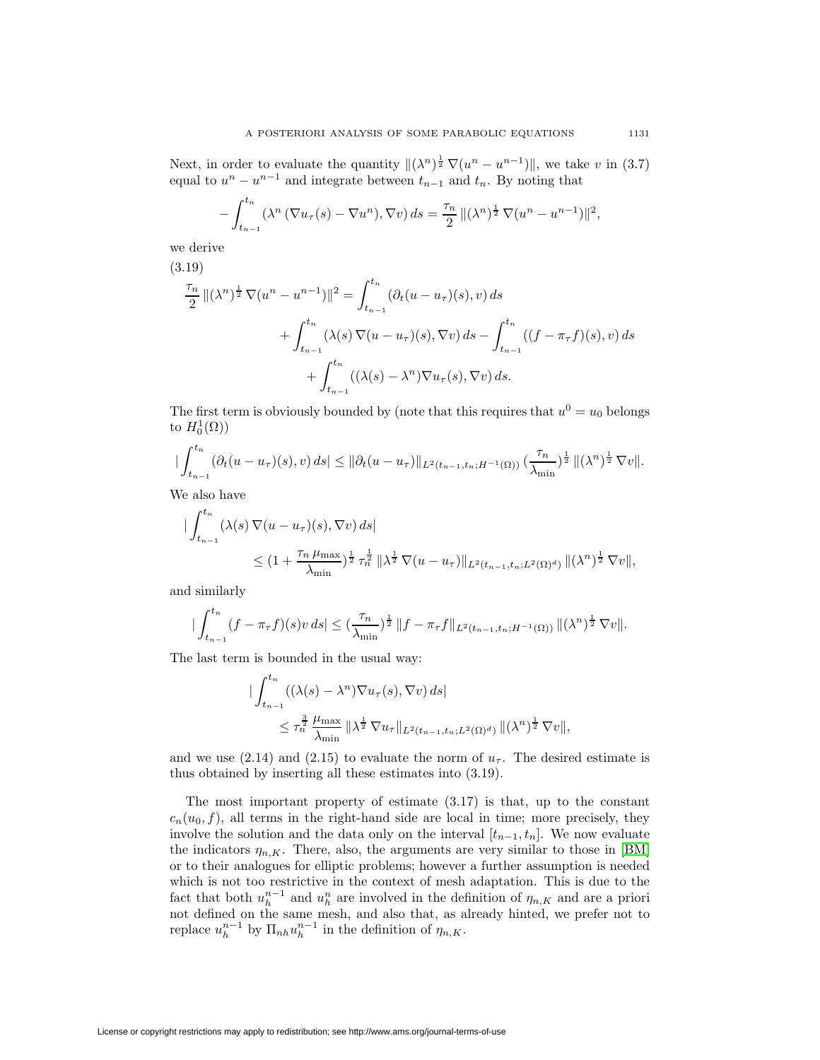Next, in order to evaluate the quantity $\|(\lambda^n)^{\frac{1}{2}} \nabla(u^n - u^{n-1})\|$, we take $v$ in (3.7) equal to $u^n - u^{n-1}$ and integrate between $t_{n-1}$ and $t_n$. By noting that

$$
-\int_{t_{n-1}}^{t_n} (\lambda^n (\nabla u_\tau(s) - \nabla u^n), \nabla v)\, ds = \frac{\tau_n}{2} \|(\lambda^n)^{\frac{1}{2}} \nabla(u^n - u^{n-1})\|^2,
$$

we derive

(3.19)

$$
\begin{aligned}
\frac{\tau_n}{2} \|(\lambda^n)^{\frac{1}{2}} \nabla(u^n - u^{n-1})\|^2 &= \int_{t_{n-1}}^{t_n} (\partial_t(u - u_\tau)(s), v)\, ds \\
&\quad + \int_{t_{n-1}}^{t_n} (\lambda(s)\, \nabla(u - u_\tau)(s), \nabla v)\, ds - \int_{t_{n-1}}^{t_n} ((f - \pi_\tau f)(s), v)\, ds \\
&\quad + \int_{t_{n-1}}^{t_n} ((\lambda(s) - \lambda^n) \nabla u_\tau(s), \nabla v)\, ds.
\end{aligned}
$$

The first term is obviously bounded by (note that this requires that $u^0 = u_0$ belongs to $H_0^1(\Omega)$)

$$
\Big|\int_{t_{n-1}}^{t_n} (\partial_t(u - u_\tau)(s), v)\, ds\Big| \le \|\partial_t(u - u_\tau)\|_{L^2(t_{n-1},t_n;H^{-1}(\Omega))} \Big(\frac{\tau_n}{\lambda_{\min}}\Big)^{\frac{1}{2}} \|(\lambda^n)^{\frac{1}{2}} \nabla v\|.
$$

We also have

$$
\begin{aligned}
&\Big|\int_{t_{n-1}}^{t_n} (\lambda(s)\, \nabla(u - u_\tau)(s), \nabla v)\, ds\Big| \\
&\qquad \le \Big(1 + \frac{\tau_n\, \mu_{\max}}{\lambda_{\min}}\Big)^{\frac{1}{2}} \tau_n^{\frac{1}{2}} \|\lambda^{\frac{1}{2}} \nabla(u - u_\tau)\|_{L^2(t_{n-1},t_n;L^2(\Omega)^d)} \|(\lambda^n)^{\frac{1}{2}} \nabla v\|,
\end{aligned}
$$

and similarly

$$
\Big|\int_{t_{n-1}}^{t_n} (f - \pi_\tau f)(s) v\, ds\Big| \le \Big(\frac{\tau_n}{\lambda_{\min}}\Big)^{\frac{1}{2}} \|f - \pi_\tau f\|_{L^2(t_{n-1},t_n;H^{-1}(\Omega))} \|(\lambda^n)^{\frac{1}{2}} \nabla v\|.
$$

The last term is bounded in the usual way:

$$
\begin{aligned}
&\Big|\int_{t_{n-1}}^{t_n} ((\lambda(s) - \lambda^n) \nabla u_\tau(s), \nabla v)\, ds\Big| \\
&\qquad \le \tau_n^{\frac{3}{2}} \frac{\mu_{\max}}{\lambda_{\min}} \|\lambda^{\frac{1}{2}} \nabla u_\tau\|_{L^2(t_{n-1},t_n;L^2(\Omega)^d)} \|(\lambda^n)^{\frac{1}{2}} \nabla v\|,
\end{aligned}
$$

and we use (2.14) and (2.15) to evaluate the norm of $u_\tau$. The desired estimate is thus obtained by inserting all these estimates into (3.19).

The most important property of estimate (3.17) is that, up to the constant $c_n(u_0, f)$, all terms in the right-hand side are local in time; more precisely, they involve the solution and the data only on the interval $[t_{n-1}, t_n]$. We now evaluate the indicators $\eta_{n,K}$. There, also, the arguments are very similar to those in [BM] or to their analogues for elliptic problems; however a further assumption is needed which is not too restrictive in the context of mesh adaptation. This is due to the fact that both $u_h^{n-1}$ and $u_h^n$ are involved in the definition of $\eta_{n,K}$ and are a priori not defined on the same mesh, and also that, as already hinted, we prefer not to replace $u_h^{n-1}$ by $\Pi_{nh} u_h^{n-1}$ in the definition of $\eta_{n,K}$.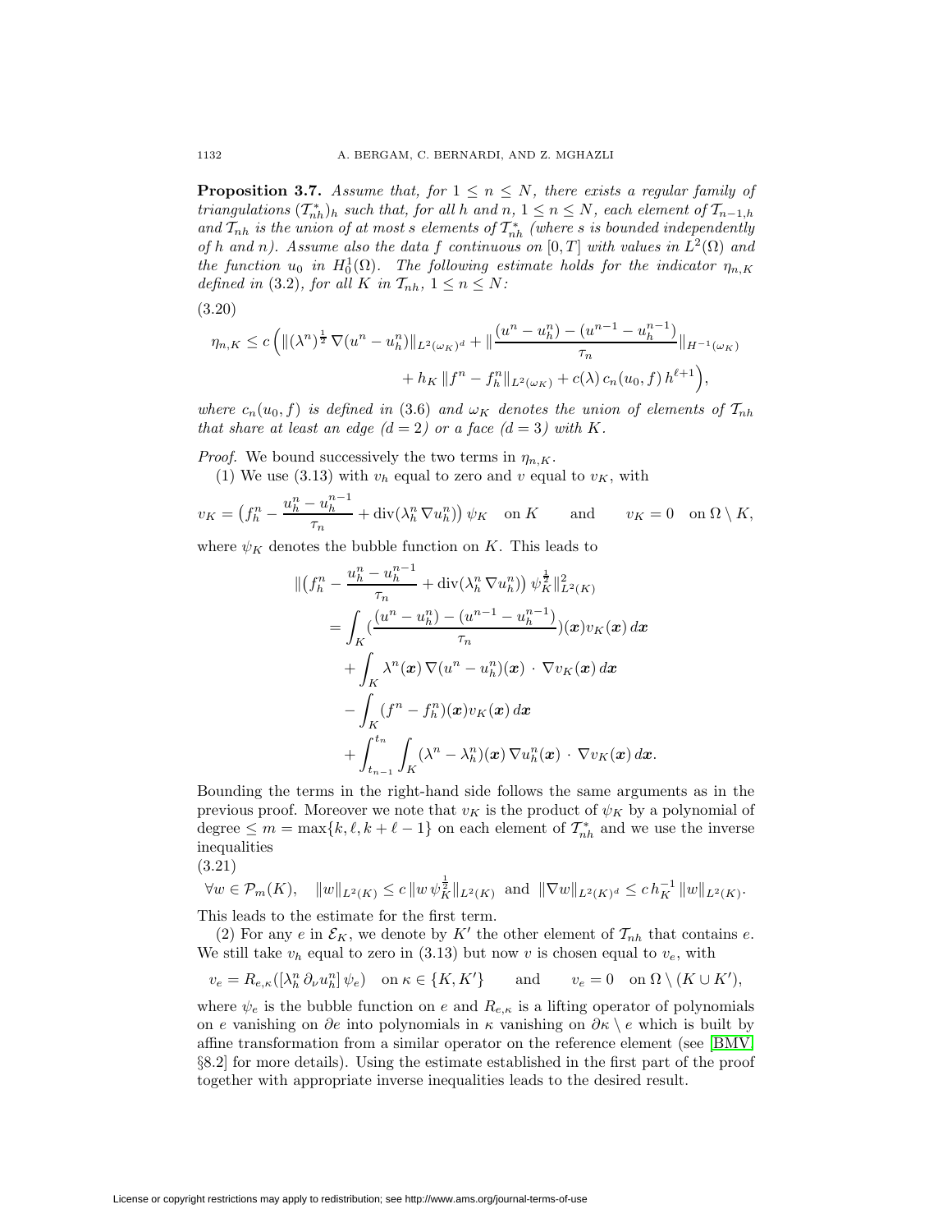**Proposition 3.7.** *Assume that, for $1 \le n \le N$, there exists a regular family of triangulations $(\mathcal{T}^*_{nh})_h$ such that, for all $h$ and $n$, $1 \le n \le N$, each element of $\mathcal{T}_{n-1,h}$ and $\mathcal{T}_{nh}$ is the union of at most $s$ elements of $\mathcal{T}^*_{nh}$ (where $s$ is bounded independently of $h$ and $n$). Assume also the data $f$ continuous on $[0,T]$ with values in $L^2(\Omega)$ and the function $u_0$ in $H^1_0(\Omega)$. The following estimate holds for the indicator $\eta_{n,K}$ defined in (3.2), for all $K$ in $\mathcal{T}_{nh}$, $1 \le n \le N$:*

(3.20)

$$\eta_{n,K} \le c\Big( \|(\lambda^n)^{\frac{1}{2}}\, \nabla(u^n - u^n_h)\|_{L^2(\omega_K)^d} + \|\frac{(u^n - u^n_h) - (u^{n-1} - u^{n-1}_h)}{\tau_n}\|_{H^{-1}(\omega_K)} + h_K\, \|f^n - f^n_h\|_{L^2(\omega_K)} + c(\lambda)\, c_n(u_0, f)\, h^{\ell+1}\Big),$$

*where $c_n(u_0, f)$ is defined in (3.6) and $\omega_K$ denotes the union of elements of $\mathcal{T}_{nh}$ that share at least an edge ($d = 2$) or a face ($d = 3$) with $K$.*

*Proof.* We bound successively the two terms in $\eta_{n,K}$.

(1) We use (3.13) with $v_h$ equal to zero and $v$ equal to $v_K$, with

$$v_K = \big(f^n_h - \frac{u^n_h - u^{n-1}_h}{\tau_n} + \operatorname{div}(\lambda^n_h \nabla u^n_h)\big)\, \psi_K \quad \text{on } K \qquad \text{and} \qquad v_K = 0 \quad \text{on } \Omega \setminus K,$$

where $\psi_K$ denotes the bubble function on $K$. This leads to

$$\begin{aligned}
\|\big(f^n_h - \frac{u^n_h - u^{n-1}_h}{\tau_n} &+ \operatorname{div}(\lambda^n_h\, \nabla u^n_h)\big)\, \psi_K^{\frac{1}{2}}\|^2_{L^2(K)} \\
&= \int_K \big(\frac{(u^n - u^n_h) - (u^{n-1} - u^{n-1}_h)}{\tau_n}\big)(\boldsymbol{x}) v_K(\boldsymbol{x})\, d\boldsymbol{x} \\
&\quad + \int_K \lambda^n(\boldsymbol{x})\, \nabla(u^n - u^n_h)(\boldsymbol{x}) \cdot \nabla v_K(\boldsymbol{x})\, d\boldsymbol{x} \\
&\quad - \int_K (f^n - f^n_h)(\boldsymbol{x}) v_K(\boldsymbol{x})\, d\boldsymbol{x} \\
&\quad + \int_{t_{n-1}}^{t_n} \int_K (\lambda^n - \lambda^n_h)(\boldsymbol{x})\, \nabla u^n_h(\boldsymbol{x}) \cdot \nabla v_K(\boldsymbol{x})\, d\boldsymbol{x}.
\end{aligned}$$

Bounding the terms in the right-hand side follows the same arguments as in the previous proof. Moreover we note that $v_K$ is the product of $\psi_K$ by a polynomial of degree $\le m = \max\{k, \ell, k + \ell - 1\}$ on each element of $\mathcal{T}^*_{nh}$ and we use the inverse inequalities

(3.21)

$$\forall w \in \mathcal{P}_m(K), \quad \|w\|_{L^2(K)} \le c\, \|w\, \psi_K^{\frac{1}{2}}\|_{L^2(K)} \ \text{ and } \ \|\nabla w\|_{L^2(K)^d} \le c\, h_K^{-1}\, \|w\|_{L^2(K)}.$$

This leads to the estimate for the first term.

(2) For any $e$ in $\mathcal{E}_K$, we denote by $K'$ the other element of $\mathcal{T}_{nh}$ that contains $e$. We still take $v_h$ equal to zero in (3.13) but now $v$ is chosen equal to $v_e$, with

$$v_e = R_{e,\kappa}([\lambda^n_h\, \partial_\nu u^n_h]\, \psi_e) \quad \text{on } \kappa \in \{K, K'\} \qquad \text{and} \qquad v_e = 0 \quad \text{on } \Omega \setminus (K \cup K'),$$

where $\psi_e$ is the bubble function on $e$ and $R_{e,\kappa}$ is a lifting operator of polynomials on $e$ vanishing on $\partial e$ into polynomials in $\kappa$ vanishing on $\partial\kappa \setminus e$ which is built by affine transformation from a similar operator on the reference element (see [BMV, §8.2] for more details). Using the estimate established in the first part of the proof together with appropriate inverse inequalities leads to the desired result.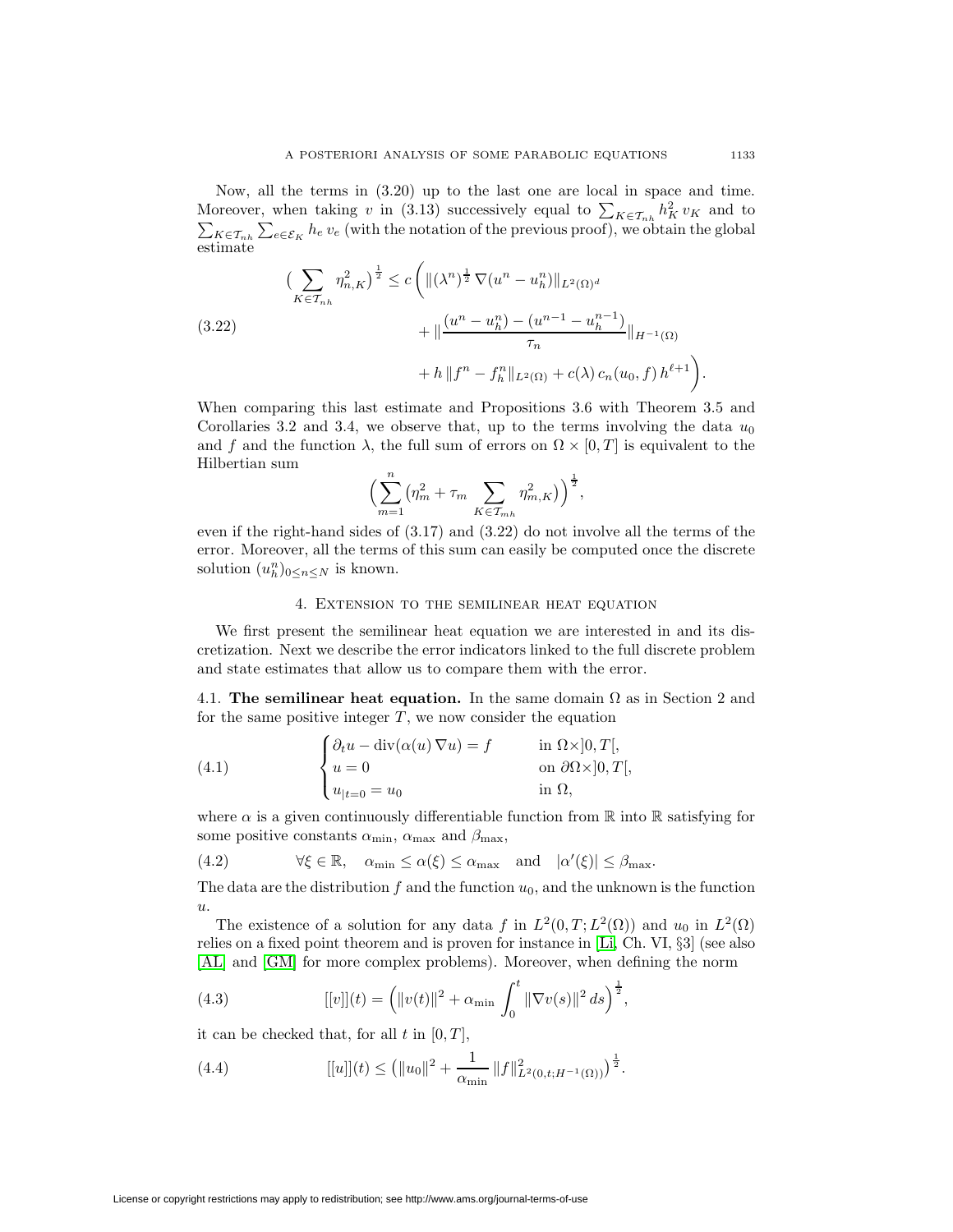Now, all the terms in (3.20) up to the last one are local in space and time. Moreover, when taking $v$ in (3.13) successively equal to $\sum_{K\in\mathcal{T}_{nh}} h_K^2\, v_K$ and to $\sum_{K\in\mathcal{T}_{nh}} \sum_{e\in\mathcal{E}_K} h_e\, v_e$ (with the notation of the previous proof), we obtain the global estimate

$$
\begin{aligned}
\Big(\sum_{K\in\mathcal{T}_{nh}} \eta_{n,K}^2\Big)^{\frac{1}{2}} \le c\,\bigg( &\|(\lambda^n)^{\frac{1}{2}}\,\nabla(u^n-u_h^n)\|_{L^2(\Omega)^d} \\
&+ \|\frac{(u^n-u_h^n)-(u^{n-1}-u_h^{n-1})}{\tau_n}\|_{H^{-1}(\Omega)} \\
&+ h\,\|f^n-f_h^n\|_{L^2(\Omega)} + c(\lambda)\,c_n(u_0,f)\,h^{\ell+1}\bigg).
\end{aligned}
\tag{3.22}
$$

When comparing this last estimate and Propositions 3.6 with Theorem 3.5 and Corollaries 3.2 and 3.4, we observe that, up to the terms involving the data $u_0$ and $f$ and the function $\lambda$, the full sum of errors on $\Omega\times[0,T]$ is equivalent to the Hilbertian sum

$$
\Big(\sum_{m=1}^{n}\big(\eta_m^2+\tau_m \sum_{K\in\mathcal{T}_{mh}} \eta_{m,K}^2\big)\Big)^{\frac{1}{2}},
$$

even if the right-hand sides of (3.17) and (3.22) do not involve all the terms of the error. Moreover, all the terms of this sum can easily be computed once the discrete solution $(u_h^n)_{0\le n\le N}$ is known.

## 4. Extension to the semilinear heat equation

We first present the semilinear heat equation we are interested in and its discretization. Next we describe the error indicators linked to the full discrete problem and state estimates that allow us to compare them with the error.

**4.1. The semilinear heat equation.** In the same domain $\Omega$ as in Section 2 and for the same positive integer $T$, we now consider the equation

$$
\begin{cases}
\partial_t u - \operatorname{div}(\alpha(u)\,\nabla u) = f & \text{in } \Omega\times]0,T[,\\
u = 0 & \text{on } \partial\Omega\times]0,T[,\\
u_{|t=0} = u_0 & \text{in } \Omega,
\end{cases}
\tag{4.1}
$$

where $\alpha$ is a given continuously differentiable function from $\mathbb{R}$ into $\mathbb{R}$ satisfying for some positive constants $\alpha_{\min}$, $\alpha_{\max}$ and $\beta_{\max}$,

$$
\forall \xi\in\mathbb{R},\quad \alpha_{\min}\le\alpha(\xi)\le\alpha_{\max}\quad\text{and}\quad |\alpha'(\xi)|\le\beta_{\max}.
\tag{4.2}
$$

The data are the distribution $f$ and the function $u_0$, and the unknown is the function $u$.

The existence of a solution for any data $f$ in $L^2(0,T;L^2(\Omega))$ and $u_0$ in $L^2(\Omega)$ relies on a fixed point theorem and is proven for instance in [Li, Ch. VI, §3] (see also [AL] and [GM] for more complex problems). Moreover, when defining the norm

$$
[[v]](t) = \Big(\|v(t)\|^2 + \alpha_{\min}\int_0^t \|\nabla v(s)\|^2\,ds\Big)^{\frac{1}{2}},
\tag{4.3}
$$

it can be checked that, for all $t$ in $[0,T]$,

$$
[[u]](t) \le \big(\|u_0\|^2 + \frac{1}{\alpha_{\min}}\,\|f\|^2_{L^2(0,t;H^{-1}(\Omega))}\big)^{\frac{1}{2}}.
\tag{4.4}
$$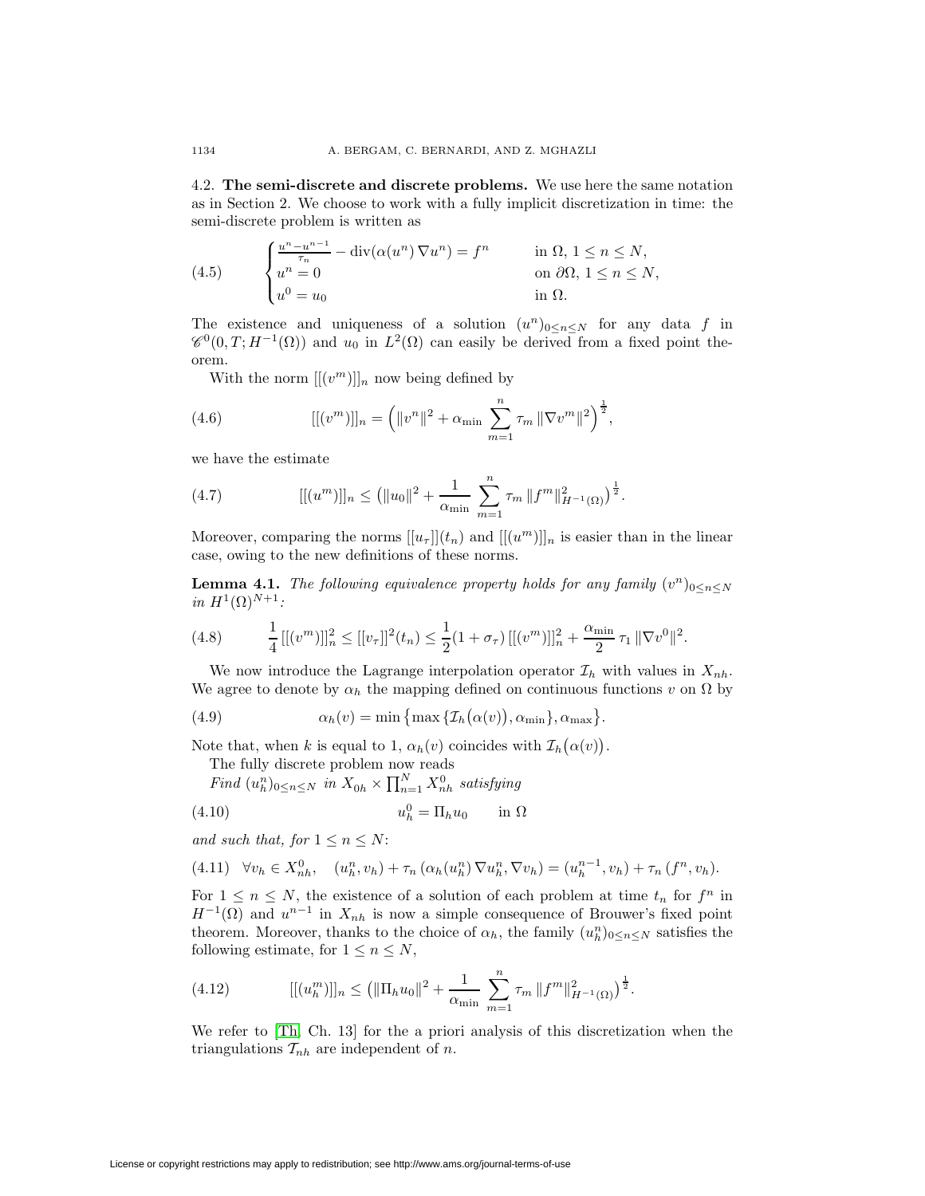### 4.2. **The semi-discrete and discrete problems.**

We use here the same notation as in Section 2. We choose to work with a fully implicit discretization in time: the semi-discrete problem is written as

$$
\begin{cases}
\frac{u^n - u^{n-1}}{\tau_n} - \operatorname{div}(\alpha(u^n)\,\nabla u^n) = f^n & \text{in } \Omega,\ 1 \leq n \leq N, \\
u^n = 0 & \text{on } \partial\Omega,\ 1 \leq n \leq N, \\
u^0 = u_0 & \text{in } \Omega.
\end{cases}
\tag{4.5}
$$

The existence and uniqueness of a solution $(u^n)_{0 \leq n \leq N}$ for any data $f$ in $\mathscr{C}^0(0, T; H^{-1}(\Omega))$ and $u_0$ in $L^2(\Omega)$ can easily be derived from a fixed point theorem.

With the norm $[[(v^m)]]_n$ now being defined by

$$
[[(v^m)]]_n = \Big( \|v^n\|^2 + \alpha_{\min} \sum_{m=1}^{n} \tau_m \, \|\nabla v^m\|^2 \Big)^{\frac{1}{2}},
\tag{4.6}
$$

we have the estimate

$$
[[(u^m)]]_n \leq \big( \|u_0\|^2 + \frac{1}{\alpha_{\min}} \sum_{m=1}^{n} \tau_m \, \|f^m\|^2_{H^{-1}(\Omega)} \big)^{\frac{1}{2}}.
\tag{4.7}
$$

Moreover, comparing the norms $[[u_\tau]](t_n)$ and $[[(u^m)]]_n$ is easier than in the linear case, owing to the new definitions of these norms.

**Lemma 4.1.** *The following equivalence property holds for any family $(v^n)_{0 \leq n \leq N}$ in $H^1(\Omega)^{N+1}$:*

$$
\frac{1}{4}\,[[(v^m)]]_n^2 \leq [[v_\tau]]^2(t_n) \leq \frac{1}{2}(1 + \sigma_\tau)\,[[(v^m)]]_n^2 + \frac{\alpha_{\min}}{2}\,\tau_1\,\|\nabla v^0\|^2.
\tag{4.8}
$$

We now introduce the Lagrange interpolation operator $\mathcal{I}_h$ with values in $X_{nh}$. We agree to denote by $\alpha_h$ the mapping defined on continuous functions $v$ on $\Omega$ by

$$
\alpha_h(v) = \min\big\{ \max\{\mathcal{I}_h\big(\alpha(v)\big), \alpha_{\min}\}, \alpha_{\max} \big\}.
\tag{4.9}
$$

Note that, when $k$ is equal to 1, $\alpha_h(v)$ coincides with $\mathcal{I}_h\big(\alpha(v)\big)$.

The fully discrete problem now reads

*Find $(u_h^n)_{0 \leq n \leq N}$ in $X_{0h} \times \prod_{n=1}^{N} X_{nh}^0$ satisfying*

$$
u_h^0 = \Pi_h u_0 \qquad \text{in } \Omega
\tag{4.10}
$$

*and such that, for $1 \leq n \leq N$:*

$$
\forall v_h \in X_{nh}^0, \quad (u_h^n, v_h) + \tau_n\,(\alpha_h(u_h^n)\,\nabla u_h^n, \nabla v_h) = (u_h^{n-1}, v_h) + \tau_n\,(f^n, v_h).
\tag{4.11}
$$

For $1 \leq n \leq N$, the existence of a solution of each problem at time $t_n$ for $f^n$ in $H^{-1}(\Omega)$ and $u^{n-1}$ in $X_{nh}$ is now a simple consequence of Brouwer's fixed point theorem. Moreover, thanks to the choice of $\alpha_h$, the family $(u_h^n)_{0 \leq n \leq N}$ satisfies the following estimate, for $1 \leq n \leq N$,

$$
[[(u_h^m)]]_n \leq \big( \|\Pi_h u_0\|^2 + \frac{1}{\alpha_{\min}} \sum_{m=1}^{n} \tau_m \, \|f^m\|^2_{H^{-1}(\Omega)} \big)^{\frac{1}{2}}.
\tag{4.12}
$$

We refer to [Th, Ch. 13] for the a priori analysis of this discretization when the triangulations $\mathcal{T}_{nh}$ are independent of $n$.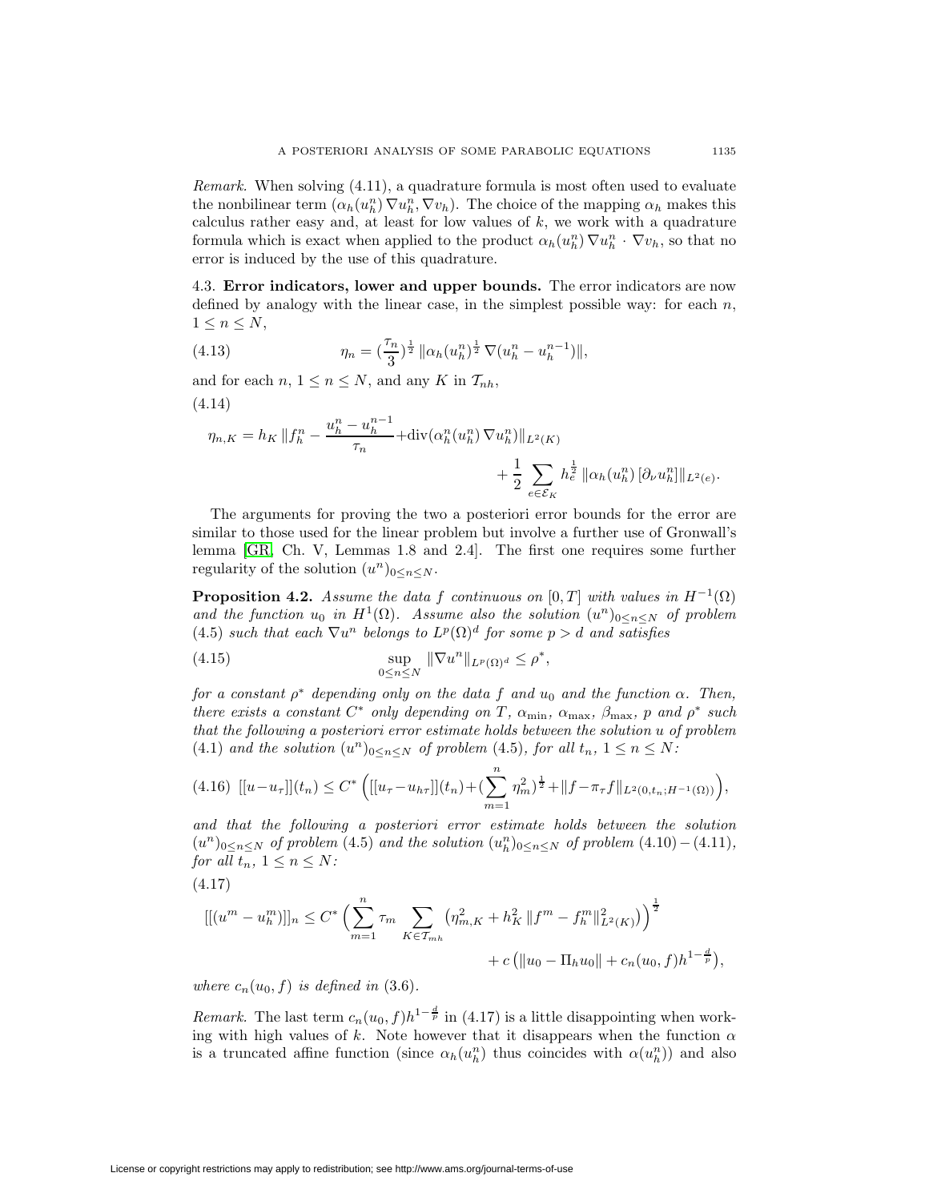*Remark.* When solving (4.11), a quadrature formula is most often used to evaluate the nonbilinear term $(\alpha_h(u_h^n)\,\nabla u_h^n, \nabla v_h)$. The choice of the mapping $\alpha_h$ makes this calculus rather easy and, at least for low values of $k$, we work with a quadrature formula which is exact when applied to the product $\alpha_h(u_h^n)\,\nabla u_h^n \cdot \nabla v_h$, so that no error is induced by the use of this quadrature.

4.3. **Error indicators, lower and upper bounds.** The error indicators are now defined by analogy with the linear case, in the simplest possible way: for each $n$, $1 \leq n \leq N$,

$$\eta_n = (\frac{\tau_n}{3})^{\frac{1}{2}}\, \|\alpha_h(u_h^n)^{\frac{1}{2}}\, \nabla(u_h^n - u_h^{n-1})\|, \tag{4.13}$$

and for each $n$, $1 \leq n \leq N$, and any $K$ in $\mathcal{T}_{nh}$,

$$\eta_{n,K} = h_K\, \|f_h^n - \frac{u_h^n - u_h^{n-1}}{\tau_n} + \mathrm{div}(\alpha_h^n(u_h^n)\,\nabla u_h^n)\|_{L^2(K)} + \frac{1}{2}\sum_{e \in \mathcal{E}_K} h_e^{\frac{1}{2}}\, \|\alpha_h(u_h^n)\,[\partial_\nu u_h^n]\|_{L^2(e)}. \tag{4.14}$$

The arguments for proving the two a posteriori error bounds for the error are similar to those used for the linear problem but involve a further use of Gronwall's lemma [GR, Ch. V, Lemmas 1.8 and 2.4]. The first one requires some further regularity of the solution $(u^n)_{0 \leq n \leq N}$.

**Proposition 4.2.** *Assume the data $f$ continuous on $[0,T]$ with values in $H^{-1}(\Omega)$ and the function $u_0$ in $H^1(\Omega)$. Assume also the solution $(u^n)_{0 \leq n \leq N}$ of problem (4.5) such that each $\nabla u^n$ belongs to $L^p(\Omega)^d$ for some $p > d$ and satisfies*

$$\sup_{0 \leq n \leq N} \|\nabla u^n\|_{L^p(\Omega)^d} \leq \rho^*, \tag{4.15}$$

*for a constant $\rho^*$ depending only on the data $f$ and $u_0$ and the function $\alpha$. Then, there exists a constant $C^*$ only depending on $T$, $\alpha_{\min}$, $\alpha_{\max}$, $\beta_{\max}$, $p$ and $\rho^*$ such that the following a posteriori error estimate holds between the solution $u$ of problem (4.1) and the solution $(u^n)_{0 \leq n \leq N}$ of problem (4.5), for all $t_n$, $1 \leq n \leq N$:*

$$[[u - u_\tau]](t_n) \leq C^* \Big( [[u_\tau - u_{h\tau}]](t_n) + (\sum_{m=1}^n \eta_m^2)^{\frac{1}{2}} + \|f - \pi_\tau f\|_{L^2(0,t_n;H^{-1}(\Omega))} \Big), \tag{4.16}$$

*and that the following a posteriori error estimate holds between the solution $(u^n)_{0 \leq n \leq N}$ of problem (4.5) and the solution $(u_h^n)_{0 \leq n \leq N}$ of problem (4.10) − (4.11), for all $t_n$, $1 \leq n \leq N$:*

$$[[(u^m - u_h^m)]]_n \leq C^* \Big( \sum_{m=1}^n \tau_m \sum_{K \in \mathcal{T}_{mh}} \big(\eta_{m,K}^2 + h_K^2\, \|f^m - f_h^m\|_{L^2(K)}^2\big) \Big)^{\frac{1}{2}} + c\,\big(\|u_0 - \Pi_h u_0\| + c_n(u_0,f)\, h^{1-\frac{d}{p}}\big), \tag{4.17}$$

*where $c_n(u_0,f)$ is defined in (3.6).*

*Remark.* The last term $c_n(u_0,f)h^{1-\frac{d}{p}}$ in (4.17) is a little disappointing when working with high values of $k$. Note however that it disappears when the function $\alpha$ is a truncated affine function (since $\alpha_h(u_h^n)$ thus coincides with $\alpha(u_h^n)$) and also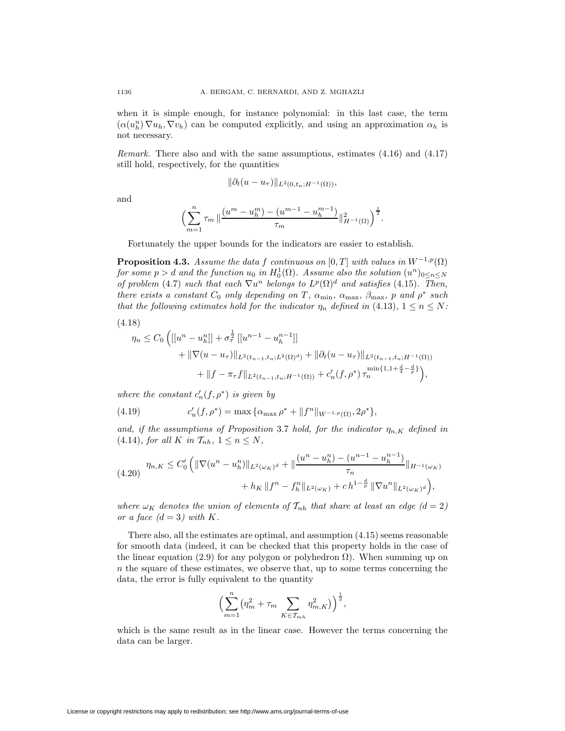when it is simple enough, for instance polynomial: in this last case, the term $(\alpha(u_h^n)\nabla u_h, \nabla v_h)$ can be computed explicitly, and using an approximation $\alpha_h$ is not necessary.

*Remark.* There also and with the same assumptions, estimates (4.16) and (4.17) still hold, respectively, for the quantities

$$\|\partial_t(u-u_\tau)\|_{L^2(0,t_n;H^{-1}(\Omega))},$$

and

$$\Big(\sum_{m=1}^{n} \tau_m \, \|\frac{(u^m-u_h^m)-(u^{m-1}-u_h^{m-1})}{\tau_m}\|_{H^{-1}(\Omega)}^2\Big)^{\frac{1}{2}}.$$

Fortunately the upper bounds for the indicators are easier to establish.

**Proposition 4.3.** *Assume the data $f$ continuous on $[0,T]$ with values in $W^{-1,p}(\Omega)$ for some $p>d$ and the function $u_0$ in $H_0^1(\Omega)$. Assume also the solution $(u^n)_{0\le n\le N}$ of problem* (4.7) *such that each $\nabla u^n$ belongs to $L^p(\Omega)^d$ and satisfies* (4.15)*. Then, there exists a constant $C_0$ only depending on $T$, $\alpha_{\min}$, $\alpha_{\max}$, $\beta_{\max}$, $p$ and $\rho^*$ such that the following estimates hold for the indicator $\eta_n$ defined in* (4.13)*, $1\le n\le N$:*

$$
\begin{aligned}
\eta_n \le C_0 \Big( & [[u^n-u_h^n]] + \sigma_\tau^{\frac{1}{2}}\,[[u^{n-1}-u_h^{n-1}]] \\
&+ \|\nabla(u-u_\tau)\|_{L^2(t_{n-1},t_n;L^2(\Omega)^d)} + \|\partial_t(u-u_\tau)\|_{L^2(t_{n-1},t_n;H^{-1}(\Omega))} \\
&+ \|f-\pi_\tau f\|_{L^2(t_{n-1},t_n;H^{-1}(\Omega))} + c_n'(f,\rho^*)\,\tau_n^{\min\{1,1+\frac{d}{4}-\frac{d}{p}\}}\Big),
\end{aligned} \tag{4.18}
$$

*where the constant $c_n'(f,\rho^*)$ is given by*

$$c_n'(f,\rho^*) = \max\{\alpha_{\max}\,\rho^* + \|f^n\|_{W^{-1,p}(\Omega)}, 2\rho^*\}, \tag{4.19}$$

*and, if the assumptions of Proposition* 3.7 *hold, for the indicator $\eta_{n,K}$ defined in* (4.14)*, for all $K$ in $\mathcal{T}_{nh}$, $1\le n\le N$,*

$$
\begin{aligned}
\eta_{n,K} \le C_0' \Big( & \|\nabla(u^n-u_h^n)\|_{L^2(\omega_K)^d} + \|\frac{(u^n-u_h^n)-(u^{n-1}-u_h^{n-1})}{\tau_n}\|_{H^{-1}(\omega_K)} \\
&+ h_K\,\|f^n-f_h^n\|_{L^2(\omega_K)} + c\,h^{1-\frac{d}{p}}\,\|\nabla u^n\|_{L^2(\omega_K)^d}\Big),
\end{aligned} \tag{4.20}
$$

*where $\omega_K$ denotes the union of elements of $\mathcal{T}_{nh}$ that share at least an edge $(d=2)$ or a face $(d=3)$ with $K$.*

There also, all the estimates are optimal, and assumption (4.15) seems reasonable for smooth data (indeed, it can be checked that this property holds in the case of the linear equation (2.9) for any polygon or polyhedron $\Omega$). When summing up on $n$ the square of these estimates, we observe that, up to some terms concerning the data, the error is fully equivalent to the quantity

$$\Big(\sum_{m=1}^{n}\big(\eta_m^2 + \tau_m \sum_{K\in\mathcal{T}_{mh}} \eta_{m,K}^2\big)\Big)^{\frac{1}{2}},$$

which is the same result as in the linear case. However the terms concerning the data can be larger.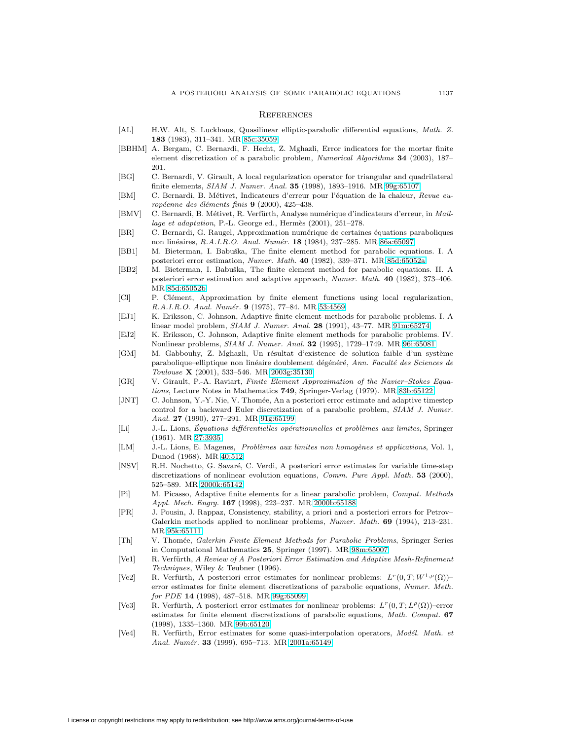## References

[AL] H.W. Alt, S. Luckhaus, Quasilinear elliptic-parabolic differential equations, *Math. Z.* **183** (1983), 311–341. MR 85c:35059

[BBHM] A. Bergam, C. Bernardi, F. Hecht, Z. Mghazli, Error indicators for the mortar finite element discretization of a parabolic problem, *Numerical Algorithms* **34** (2003), 187–201.

[BG] C. Bernardi, V. Girault, A local regularization operator for triangular and quadrilateral finite elements, *SIAM J. Numer. Anal.* **35** (1998), 1893–1916. MR 99g:65107

[BM] C. Bernardi, B. Métivet, Indicateurs d'erreur pour l'équation de la chaleur, *Revue européenne des éléments finis* **9** (2000), 425–438.

[BMV] C. Bernardi, B. Métivet, R. Verfürth, Analyse numérique d'indicateurs d'erreur, in *Maillage et adaptation*, P.-L. George ed., Hermès (2001), 251–278.

[BR] C. Bernardi, G. Raugel, Approximation numérique de certaines équations paraboliques non linéaires, *R.A.I.R.O. Anal. Numér.* **18** (1984), 237–285. MR 86a:65097

[BB1] M. Bieterman, I. Babuška, The finite element method for parabolic equations. I. A posteriori error estimation, *Numer. Math.* **40** (1982), 339–371. MR 85d:65052a

[BB2] M. Bieterman, I. Babuška, The finite element method for parabolic equations. II. A posteriori error estimation and adaptive approach, *Numer. Math.* **40** (1982), 373–406. MR 85d:65052b

[Cl] P. Clément, Approximation by finite element functions using local regularization, *R.A.I.R.O. Anal. Numér.* **9** (1975), 77–84. MR 53:4569

[EJ1] K. Eriksson, C. Johnson, Adaptive finite element methods for parabolic problems. I. A linear model problem, *SIAM J. Numer. Anal.* **28** (1991), 43–77. MR 91m:65274

[EJ2] K. Eriksson, C. Johnson, Adaptive finite element methods for parabolic problems. IV. Nonlinear problems, *SIAM J. Numer. Anal.* **32** (1995), 1729–1749. MR 96i:65081

[GM] M. Gabbouhy, Z. Mghazli, Un résultat d'existence de solution faible d'un système parabolique–elliptique non linéaire doublement dégénéré, *Ann. Faculté des Sciences de Toulouse* **X** (2001), 533–546. MR 2003g:35130

[GR] V. Girault, P.-A. Raviart, *Finite Element Approximation of the Navier–Stokes Equations*, Lecture Notes in Mathematics **749**, Springer-Verlag (1979). MR 83b:65122

[JNT] C. Johnson, Y.-Y. Nie, V. Thomée, An a posteriori error estimate and adaptive timestep control for a backward Euler discretization of a parabolic problem, *SIAM J. Numer. Anal.* **27** (1990), 277–291. MR 91g:65199

[Li] J.-L. Lions, *Équations différentielles opérationnelles et problèmes aux limites*, Springer (1961). MR 27:3935

[LM] J.-L. Lions, E. Magenes, *Problèmes aux limites non homogènes et applications*, Vol. 1, Dunod (1968). MR 40:512

[NSV] R.H. Nochetto, G. Savaré, C. Verdi, A posteriori error estimates for variable time-step discretizations of nonlinear evolution equations, *Comm. Pure Appl. Math.* **53** (2000), 525–589. MR 2000k:65142

[Pi] M. Picasso, Adaptive finite elements for a linear parabolic problem, *Comput. Methods Appl. Mech. Engrg.* **167** (1998), 223–237. MR 2000b:65188

[PR] J. Pousin, J. Rappaz, Consistency, stability, a priori and a posteriori errors for Petrov–Galerkin methods applied to nonlinear problems, *Numer. Math.* **69** (1994), 213–231. MR 95k:65111

[Th] V. Thomée, *Galerkin Finite Element Methods for Parabolic Problems*, Springer Series in Computational Mathematics **25**, Springer (1997). MR 98m:65007

[Ve1] R. Verfürth, *A Review of A Posteriori Error Estimation and Adaptive Mesh-Refinement Techniques*, Wiley & Teubner (1996).

[Ve2] R. Verfürth, A posteriori error estimates for nonlinear problems: $L^r(0,T;W^{1,\rho}(\Omega))$–error estimates for finite element discretizations of parabolic equations, *Numer. Meth. for PDE* **14** (1998), 487–518. MR 99g:65099

[Ve3] R. Verfürth, A posteriori error estimates for nonlinear problems: $L^r(0,T;L^\rho(\Omega))$–error estimates for finite element discretizations of parabolic equations, *Math. Comput.* **67** (1998), 1335–1360. MR 99b:65120

[Ve4] R. Verfürth, Error estimates for some quasi-interpolation operators, *Modél. Math. et Anal. Numér.* **33** (1999), 695–713. MR 2001a:65149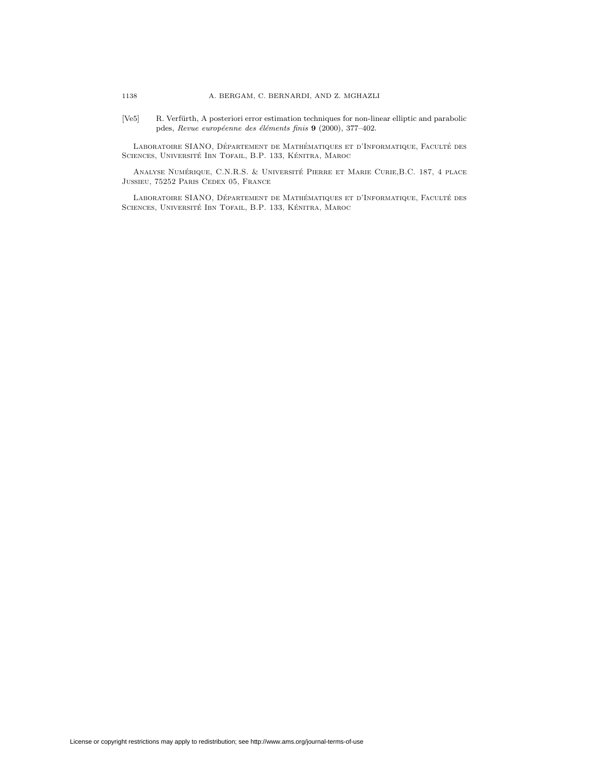[Ve5] R. Verfürth, A posteriori error estimation techniques for non-linear elliptic and parabolic pdes, *Revue européenne des éléments finis* **9** (2000), 377–402.

Laboratoire SIANO, Département de Mathématiques et d'Informatique, Faculté des Sciences, Université Ibn Tofail, B.P. 133, Kénitra, Maroc

Analyse Numérique, C.N.R.S. & Université Pierre et Marie Curie,B.C. 187, 4 place Jussieu, 75252 Paris Cedex 05, France

Laboratoire SIANO, Département de Mathématiques et d'Informatique, Faculté des Sciences, Université Ibn Tofail, B.P. 133, Kénitra, Maroc